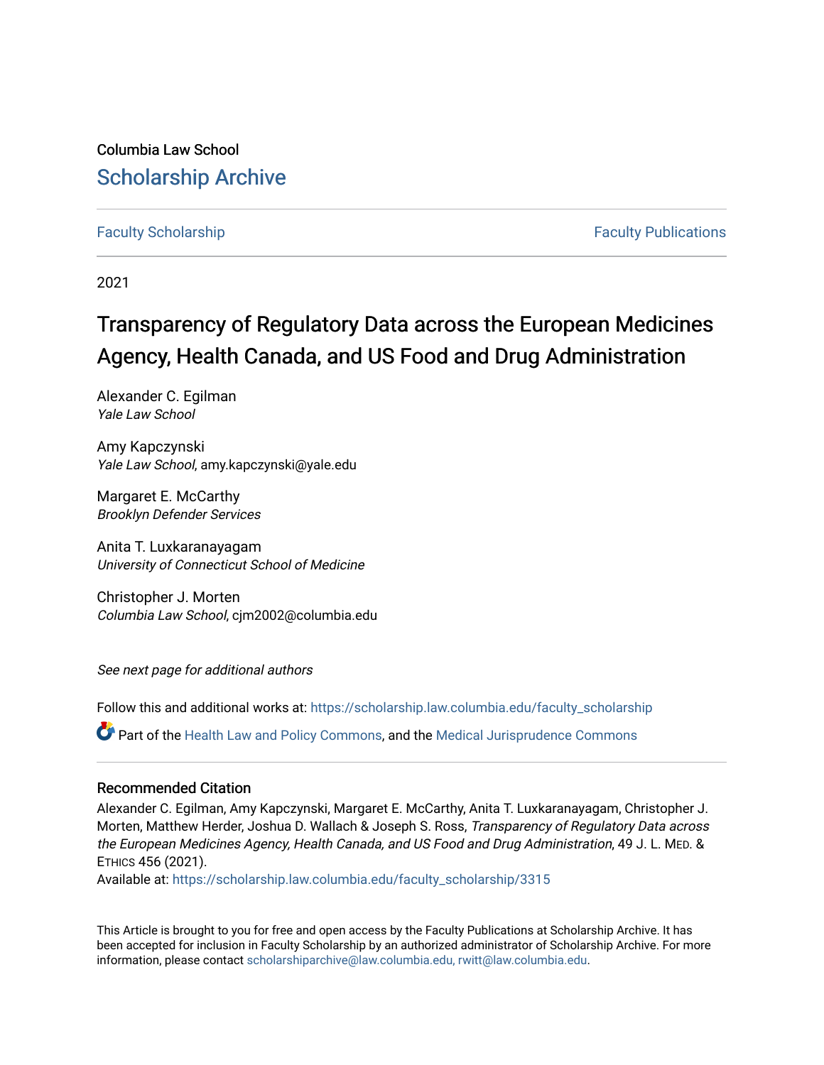Columbia Law School

# Scholarship Archive

Faculty Scholarship | Faculty Publications

2021

# Transparency of Regulatory Data across the European Medicines Agency, Health Canada, and US Food and Drug Administration

Alexander C. Egilman
*Yale Law School*

Amy Kapczynski
*Yale Law School*, amy.kapczynski@yale.edu

Margaret E. McCarthy
*Brooklyn Defender Services*

Anita T. Luxkaranayagam
*University of Connecticut School of Medicine*

Christopher J. Morten
*Columbia Law School*, cjm2002@columbia.edu

*See next page for additional authors*

Follow this and additional works at: https://scholarship.law.columbia.edu/faculty_scholarship

Part of the Health Law and Policy Commons, and the Medical Jurisprudence Commons

## Recommended Citation

Alexander C. Egilman, Amy Kapczynski, Margaret E. McCarthy, Anita T. Luxkaranayagam, Christopher J. Morten, Matthew Herder, Joshua D. Wallach & Joseph S. Ross, *Transparency of Regulatory Data across the European Medicines Agency, Health Canada, and US Food and Drug Administration*, 49 J. L. MED. & ETHICS 456 (2021).

Available at: https://scholarship.law.columbia.edu/faculty_scholarship/3315

This Article is brought to you for free and open access by the Faculty Publications at Scholarship Archive. It has been accepted for inclusion in Faculty Scholarship by an authorized administrator of Scholarship Archive. For more information, please contact scholarshiparchive@law.columbia.edu, rwitt@law.columbia.edu.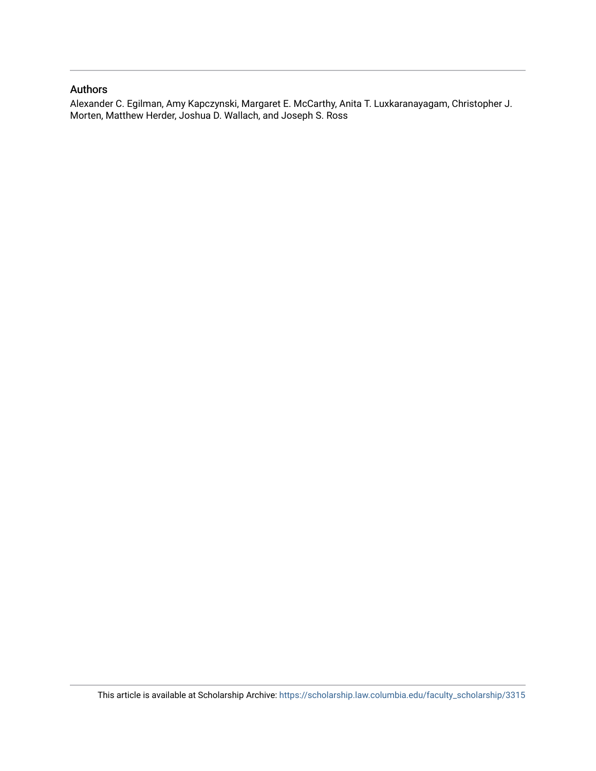## Authors

Alexander C. Egilman, Amy Kapczynski, Margaret E. McCarthy, Anita T. Luxkaranayagam, Christopher J. Morten, Matthew Herder, Joshua D. Wallach, and Joseph S. Ross

This article is available at Scholarship Archive: https://scholarship.law.columbia.edu/faculty_scholarship/3315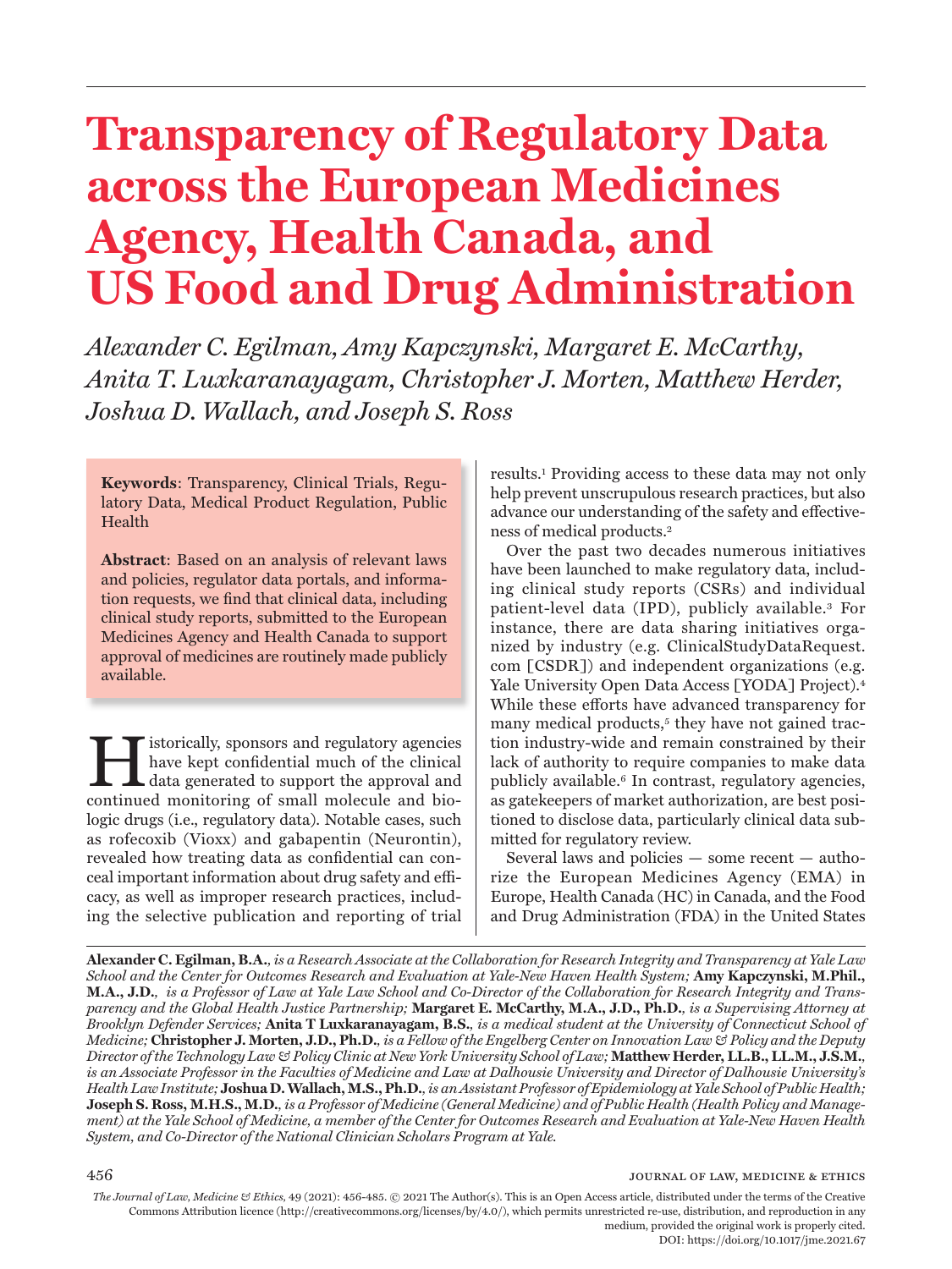# Transparency of Regulatory Data across the European Medicines Agency, Health Canada, and US Food and Drug Administration

*Alexander C. Egilman, Amy Kapczynski, Margaret E. McCarthy, Anita T. Luxkaranayagam, Christopher J. Morten, Matthew Herder, Joshua D. Wallach, and Joseph S. Ross*

**Keywords**: Transparency, Clinical Trials, Regulatory Data, Medical Product Regulation, Public Health

**Abstract**: Based on an analysis of relevant laws and policies, regulator data portals, and information requests, we find that clinical data, including clinical study reports, submitted to the European Medicines Agency and Health Canada to support approval of medicines are routinely made publicly available.

Historically, sponsors and regulatory agencies have kept confidential much of the clinical data generated to support the approval and continued monitoring of small molecule and biologic drugs (i.e., regulatory data). Notable cases, such as rofecoxib (Vioxx) and gabapentin (Neurontin), revealed how treating data as confidential can conceal important information about drug safety and efficacy, as well as improper research practices, including the selective publication and reporting of trial results.[1] Providing access to these data may not only help prevent unscrupulous research practices, but also advance our understanding of the safety and effectiveness of medical products.[2]

Over the past two decades numerous initiatives have been launched to make regulatory data, including clinical study reports (CSRs) and individual patient-level data (IPD), publicly available.[3] For instance, there are data sharing initiatives organized by industry (e.g. ClinicalStudyDataRequest.com [CSDR]) and independent organizations (e.g. Yale University Open Data Access [YODA] Project).[4] While these efforts have advanced transparency for many medical products,[5] they have not gained traction industry-wide and remain constrained by their lack of authority to require companies to make data publicly available.[6] In contrast, regulatory agencies, as gatekeepers of market authorization, are best positioned to disclose data, particularly clinical data submitted for regulatory review.

Several laws and policies — some recent — authorize the European Medicines Agency (EMA) in Europe, Health Canada (HC) in Canada, and the Food and Drug Administration (FDA) in the United States

**Alexander C. Egilman, B.A.**, *is a Research Associate at the Collaboration for Research Integrity and Transparency at Yale Law School and the Center for Outcomes Research and Evaluation at Yale-New Haven Health System;* **Amy Kapczynski, M.Phil., M.A., J.D.**, *is a Professor of Law at Yale Law School and Co-Director of the Collaboration for Research Integrity and Transparency and the Global Health Justice Partnership;* **Margaret E. McCarthy, M.A., J.D., Ph.D.**, *is a Supervising Attorney at Brooklyn Defender Services;* **Anita T Luxkaranayagam, B.S.**, *is a medical student at the University of Connecticut School of Medicine;* **Christopher J. Morten, J.D., Ph.D.**, *is a Fellow of the Engelberg Center on Innovation Law & Policy and the Deputy Director of the Technology Law & Policy Clinic at New York University School of Law;* **Matthew Herder, LL.B., LL.M., J.S.M.**, *is an Associate Professor in the Faculties of Medicine and Law at Dalhousie University and Director of Dalhousie University's Health Law Institute;* **Joshua D. Wallach, M.S., Ph.D.**, *is an Assistant Professor of Epidemiology at Yale School of Public Health;* **Joseph S. Ross, M.H.S., M.D.**, *is a Professor of Medicine (General Medicine) and of Public Health (Health Policy and Management) at the Yale School of Medicine, a member of the Center for Outcomes Research and Evaluation at Yale-New Haven Health System, and Co-Director of the National Clinician Scholars Program at Yale.*

*The Journal of Law, Medicine & Ethics*, 49 (2021): 456-485. © 2021 The Author(s). This is an Open Access article, distributed under the terms of the Creative Commons Attribution licence (http://creativecommons.org/licenses/by/4.0/), which permits unrestricted re-use, distribution, and reproduction in any medium, provided the original work is properly cited.
DOI: https://doi.org/10.1017/jme.2021.67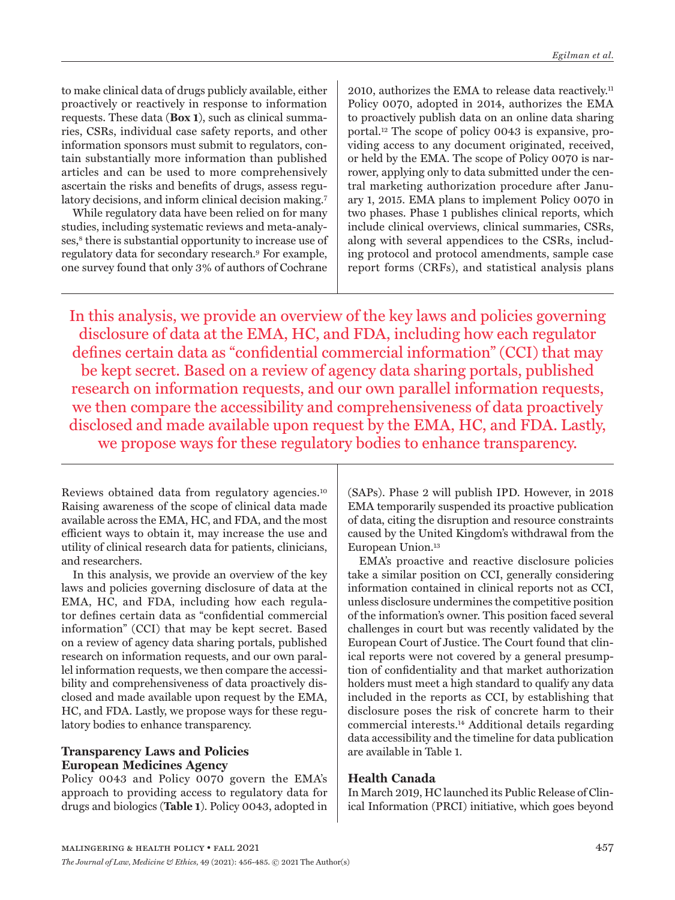to make clinical data of drugs publicly available, either proactively or reactively in response to information requests. These data (**Box 1**), such as clinical summaries, CSRs, individual case safety reports, and other information sponsors must submit to regulators, contain substantially more information than published articles and can be used to more comprehensively ascertain the risks and benefits of drugs, assess regulatory decisions, and inform clinical decision making.[7]

While regulatory data have been relied on for many studies, including systematic reviews and meta-analyses,[8] there is substantial opportunity to increase use of regulatory data for secondary research.[9] For example, one survey found that only 3% of authors of Cochrane Reviews obtained data from regulatory agencies.[10] Raising awareness of the scope of clinical data made available across the EMA, HC, and FDA, and the most efficient ways to obtain it, may increase the use and utility of clinical research data for patients, clinicians, and researchers.

In this analysis, we provide an overview of the key laws and policies governing disclosure of data at the EMA, HC, and FDA, including how each regulator defines certain data as "confidential commercial information" (CCI) that may be kept secret. Based on a review of agency data sharing portals, published research on information requests, and our own parallel information requests, we then compare the accessibility and comprehensiveness of data proactively disclosed and made available upon request by the EMA, HC, and FDA. Lastly, we propose ways for these regulatory bodies to enhance transparency.

## Transparency Laws and Policies

### European Medicines Agency

Policy 0043 and Policy 0070 govern the EMA's approach to providing access to regulatory data for drugs and biologics (**Table 1**). Policy 0043, adopted in 2010, authorizes the EMA to release data reactively.[11] Policy 0070, adopted in 2014, authorizes the EMA to proactively publish data on an online data sharing portal.[12] The scope of policy 0043 is expansive, providing access to any document originated, received, or held by the EMA. The scope of Policy 0070 is narrower, applying only to data submitted under the central marketing authorization procedure after January 1, 2015. EMA plans to implement Policy 0070 in two phases. Phase 1 publishes clinical reports, which include clinical overviews, clinical summaries, CSRs, along with several appendices to the CSRs, including protocol and protocol amendments, sample case report forms (CRFs), and statistical analysis plans (SAPs). Phase 2 will publish IPD. However, in 2018 EMA temporarily suspended its proactive publication of data, citing the disruption and resource constraints caused by the United Kingdom's withdrawal from the European Union.[13]

EMA's proactive and reactive disclosure policies take a similar position on CCI, generally considering information contained in clinical reports not as CCI, unless disclosure undermines the competitive position of the information's owner. This position faced several challenges in court but was recently validated by the European Court of Justice. The Court found that clinical reports were not covered by a general presumption of confidentiality and that market authorization holders must meet a high standard to qualify any data included in the reports as CCI, by establishing that disclosure poses the risk of concrete harm to their commercial interests.[14] Additional details regarding data accessibility and the timeline for data publication are available in Table 1.

### Health Canada

In March 2019, HC launched its Public Release of Clinical Information (PRCI) initiative, which goes beyond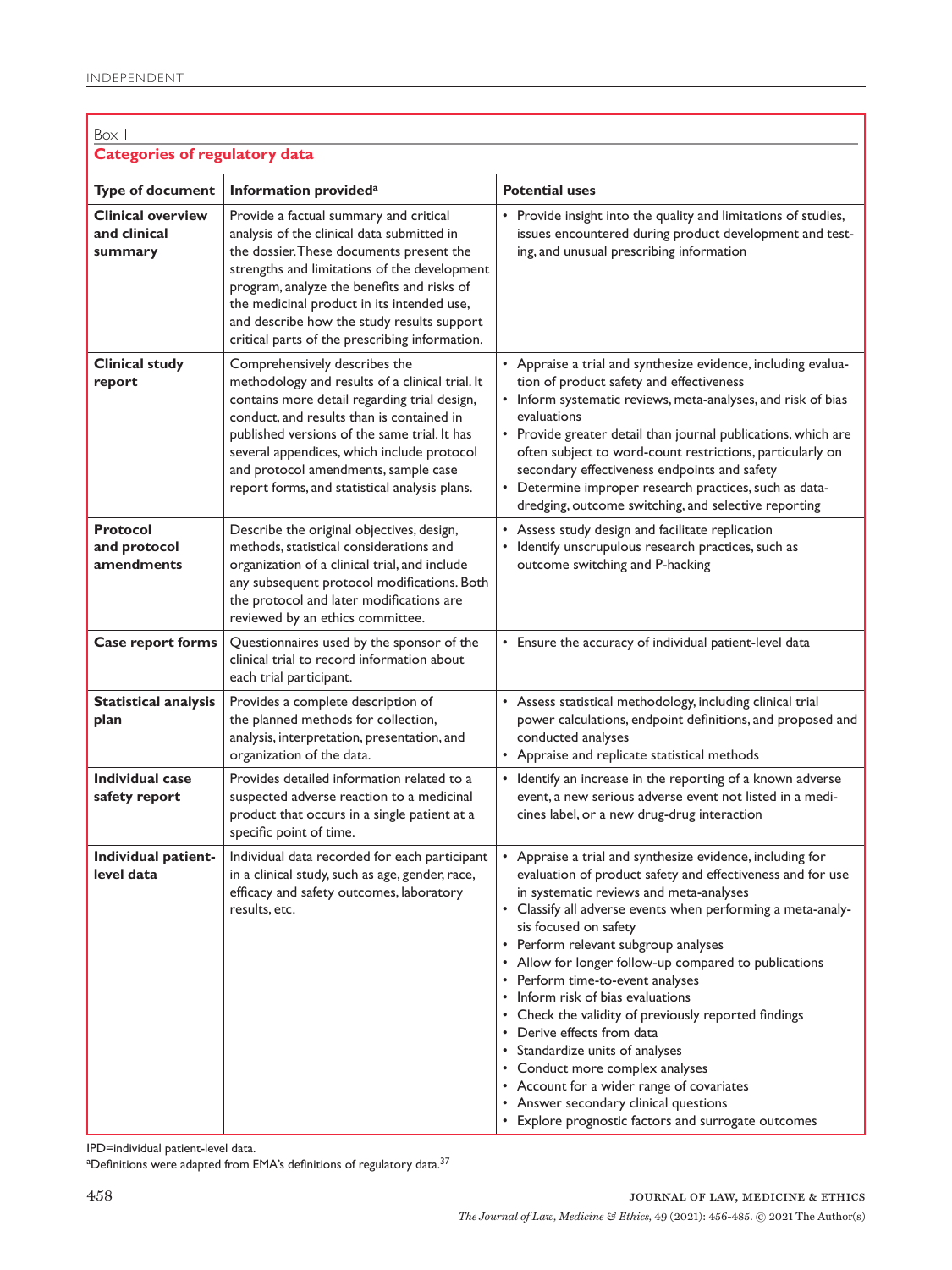Box 1

**Categories of regulatory data**

| Type of document | Information provided[a] | Potential uses |
|---|---|---|
| **Clinical overview and clinical summary** | Provide a factual summary and critical analysis of the clinical data submitted in the dossier. These documents present the strengths and limitations of the development program, analyze the benefits and risks of the medicinal product in its intended use, and describe how the study results support critical parts of the prescribing information. | • Provide insight into the quality and limitations of studies, issues encountered during product development and testing, and unusual prescribing information |
| **Clinical study report** | Comprehensively describes the methodology and results of a clinical trial. It contains more detail regarding trial design, conduct, and results than is contained in published versions of the same trial. It has several appendices, which include protocol and protocol amendments, sample case report forms, and statistical analysis plans. | • Appraise a trial and synthesize evidence, including evaluation of product safety and effectiveness<br>• Inform systematic reviews, meta-analyses, and risk of bias evaluations<br>• Provide greater detail than journal publications, which are often subject to word-count restrictions, particularly on secondary effectiveness endpoints and safety<br>• Determine improper research practices, such as data-dredging, outcome switching, and selective reporting |
| **Protocol and protocol amendments** | Describe the original objectives, design, methods, statistical considerations and organization of a clinical trial, and include any subsequent protocol modifications. Both the protocol and later modifications are reviewed by an ethics committee. | • Assess study design and facilitate replication<br>• Identify unscrupulous research practices, such as outcome switching and P-hacking |
| **Case report forms** | Questionnaires used by the sponsor of the clinical trial to record information about each trial participant. | • Ensure the accuracy of individual patient-level data |
| **Statistical analysis plan** | Provides a complete description of the planned methods for collection, analysis, interpretation, presentation, and organization of the data. | • Assess statistical methodology, including clinical trial power calculations, endpoint definitions, and proposed and conducted analyses<br>• Appraise and replicate statistical methods |
| **Individual case safety report** | Provides detailed information related to a suspected adverse reaction to a medicinal product that occurs in a single patient at a specific point of time. | • Identify an increase in the reporting of a known adverse event, a new serious adverse event not listed in a medicines label, or a new drug-drug interaction |
| **Individual patient-level data** | Individual data recorded for each participant in a clinical study, such as age, gender, race, efficacy and safety outcomes, laboratory results, etc. | • Appraise a trial and synthesize evidence, including for evaluation of product safety and effectiveness and for use in systematic reviews and meta-analyses<br>• Classify all adverse events when performing a meta-analysis focused on safety<br>• Perform relevant subgroup analyses<br>• Allow for longer follow-up compared to publications<br>• Perform time-to-event analyses<br>• Inform risk of bias evaluations<br>• Check the validity of previously reported findings<br>• Derive effects from data<br>• Standardize units of analyses<br>• Conduct more complex analyses<br>• Account for a wider range of covariates<br>• Answer secondary clinical questions<br>• Explore prognostic factors and surrogate outcomes |

IPD=individual patient-level data.

[a]Definitions were adapted from EMA's definitions of regulatory data.[37]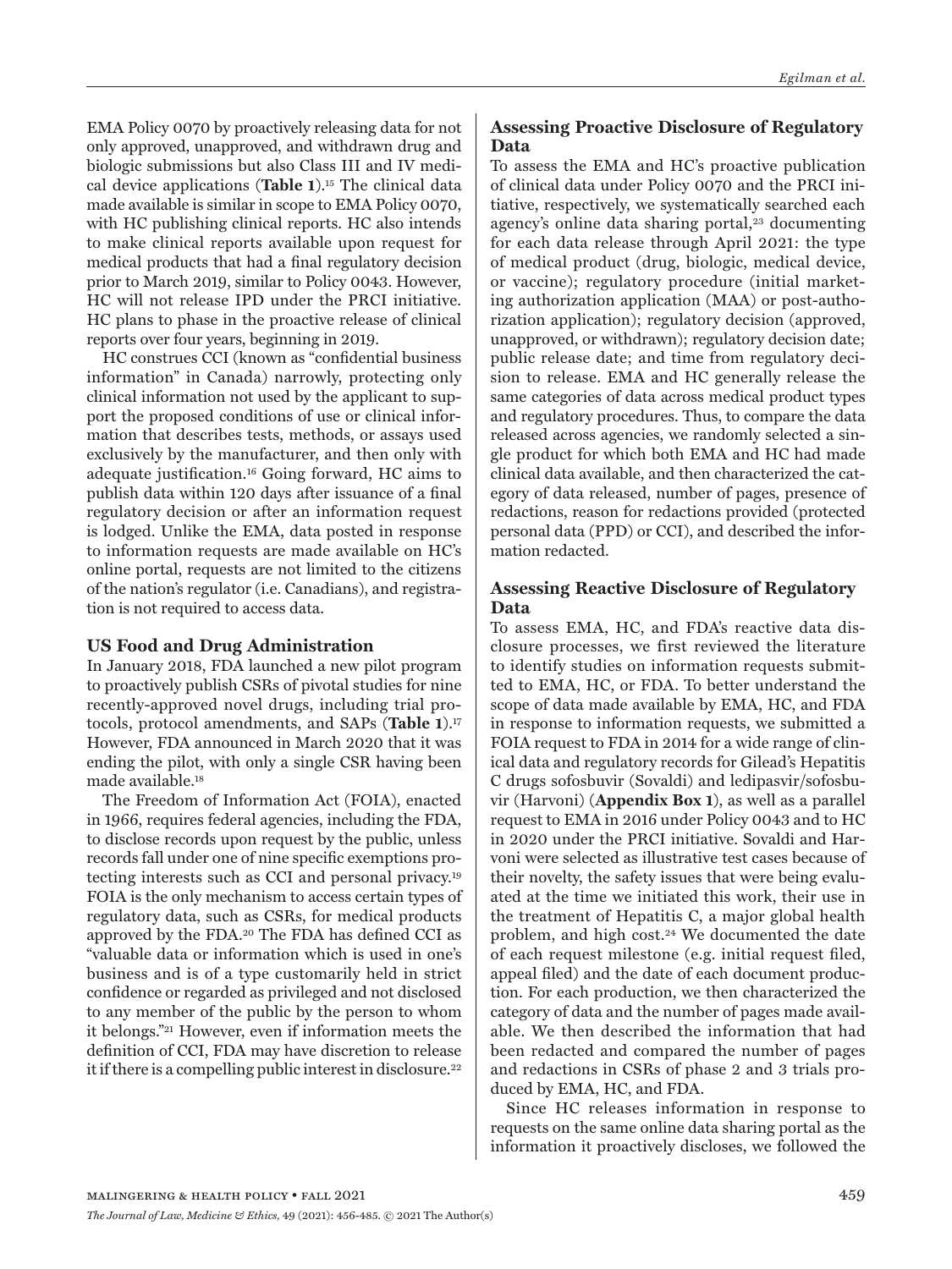EMA Policy 0070 by proactively releasing data for not only approved, unapproved, and withdrawn drug and biologic submissions but also Class III and IV medical device applications (**Table 1**).[15] The clinical data made available is similar in scope to EMA Policy 0070, with HC publishing clinical reports. HC also intends to make clinical reports available upon request for medical products that had a final regulatory decision prior to March 2019, similar to Policy 0043. However, HC will not release IPD under the PRCI initiative. HC plans to phase in the proactive release of clinical reports over four years, beginning in 2019.

HC construes CCI (known as "confidential business information" in Canada) narrowly, protecting only clinical information not used by the applicant to support the proposed conditions of use or clinical information that describes tests, methods, or assays used exclusively by the manufacturer, and then only with adequate justification.[16] Going forward, HC aims to publish data within 120 days after issuance of a final regulatory decision or after an information request is lodged. Unlike the EMA, data posted in response to information requests are made available on HC's online portal, requests are not limited to the citizens of the nation's regulator (i.e. Canadians), and registration is not required to access data.

### US Food and Drug Administration

In January 2018, FDA launched a new pilot program to proactively publish CSRs of pivotal studies for nine recently-approved novel drugs, including trial protocols, protocol amendments, and SAPs (**Table 1**).[17] However, FDA announced in March 2020 that it was ending the pilot, with only a single CSR having been made available.[18]

The Freedom of Information Act (FOIA), enacted in 1966, requires federal agencies, including the FDA, to disclose records upon request by the public, unless records fall under one of nine specific exemptions protecting interests such as CCI and personal privacy.[19] FOIA is the only mechanism to access certain types of regulatory data, such as CSRs, for medical products approved by the FDA.[20] The FDA has defined CCI as "valuable data or information which is used in one's business and is of a type customarily held in strict confidence or regarded as privileged and not disclosed to any member of the public by the person to whom it belongs."[21] However, even if information meets the definition of CCI, FDA may have discretion to release it if there is a compelling public interest in disclosure.[22]

### Assessing Proactive Disclosure of Regulatory Data

To assess the EMA and HC's proactive publication of clinical data under Policy 0070 and the PRCI initiative, respectively, we systematically searched each agency's online data sharing portal,[23] documenting for each data release through April 2021: the type of medical product (drug, biologic, medical device, or vaccine); regulatory procedure (initial marketing authorization application (MAA) or post-authorization application); regulatory decision (approved, unapproved, or withdrawn); regulatory decision date; public release date; and time from regulatory decision to release. EMA and HC generally release the same categories of data across medical product types and regulatory procedures. Thus, to compare the data released across agencies, we randomly selected a single product for which both EMA and HC had made clinical data available, and then characterized the category of data released, number of pages, presence of redactions, reason for redactions provided (protected personal data (PPD) or CCI), and described the information redacted.

### Assessing Reactive Disclosure of Regulatory Data

To assess EMA, HC, and FDA's reactive data disclosure processes, we first reviewed the literature to identify studies on information requests submitted to EMA, HC, or FDA. To better understand the scope of data made available by EMA, HC, and FDA in response to information requests, we submitted a FOIA request to FDA in 2014 for a wide range of clinical data and regulatory records for Gilead's Hepatitis C drugs sofosbuvir (Sovaldi) and ledipasvir/sofosbuvir (Harvoni) (**Appendix Box 1**), as well as a parallel request to EMA in 2016 under Policy 0043 and to HC in 2020 under the PRCI initiative. Sovaldi and Harvoni were selected as illustrative test cases because of their novelty, the safety issues that were being evaluated at the time we initiated this work, their use in the treatment of Hepatitis C, a major global health problem, and high cost.[24] We documented the date of each request milestone (e.g. initial request filed, appeal filed) and the date of each document production. For each production, we then characterized the category of data and the number of pages made available. We then described the information that had been redacted and compared the number of pages and redactions in CSRs of phase 2 and 3 trials produced by EMA, HC, and FDA.

Since HC releases information in response to requests on the same online data sharing portal as the information it proactively discloses, we followed the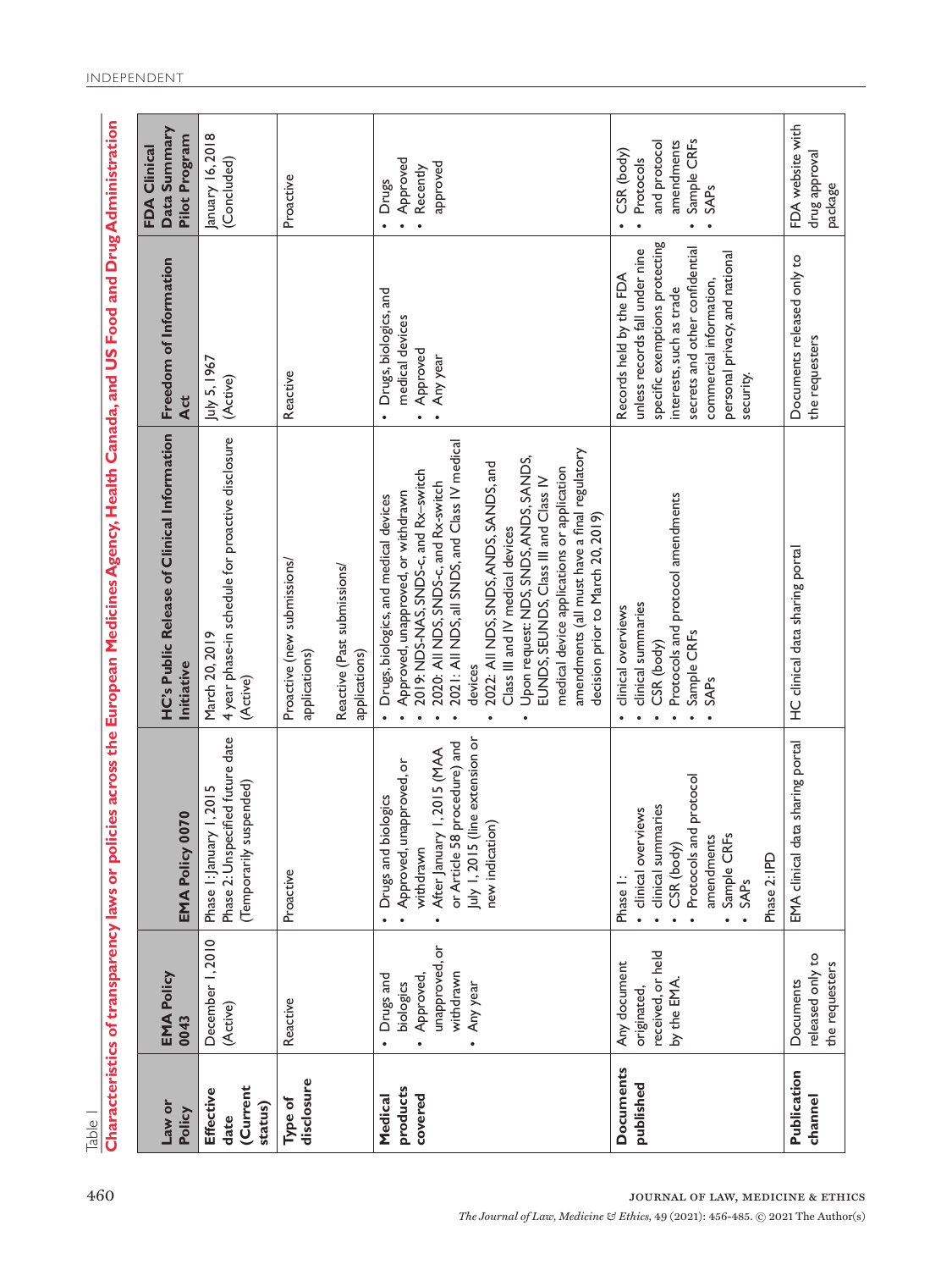Table 1

**Characteristics of transparency laws or policies across the European Medicines Agency, Health Canada, and US Food and Drug Administration**

| Law or Policy | EMA Policy 0043 | EMA Policy 0070 | HC's Public Release of Clinical Information Initiative | Freedom of Information Act | FDA Clinical Data Summary Pilot Program |
|---|---|---|---|---|---|
| **Effective date (Current status)** | December 1, 2010 (Active) | Phase 1: January 1, 2015<br>Phase 2: Unspecified future date (Temporarily suspended) | March 20, 2019<br>4 year phase-in schedule for proactive disclosure (Active) | July 5, 1967 (Active) | January 16, 2018 (Concluded) |
| **Type of disclosure** | Reactive | Proactive | Proactive (new submissions/applications)<br><br>Reactive (Past submissions/applications) | Reactive | Proactive |
| **Medical products covered** | • Drugs and biologics<br>• Approved, unapproved, or withdrawn<br>• Any year | • Drugs and biologics<br>• Approved, unapproved, or withdrawn<br>• After January 1, 2015 (MAA or Article 58 procedure) and July 1, 2015 (line extension or new indication) | • Drugs, biologics, and medical devices<br>• Approved, unapproved, or withdrawn<br>• 2019: NDS-NAS, SNDS-c, and Rx-switch<br>• 2020: All NDS, SNDS-c, and Rx-switch<br>• 2021: All NDS, all SNDS, and Class IV medical devices<br>• 2022: All NDS, SNDS, ANDS, SANDS, and Class III and IV medical devices<br>• Upon request: NDS, SNDS, ANDS, SANDS, EUNDS, SEUNDS, Class III and Class IV medical device applications or application amendments (all must have a final regulatory decision prior to March 20, 2019) | • Drugs, biologics, and medical devices<br>• Approved<br>• Any year | • Drugs<br>• Approved<br>• Recently approved |
| **Documents published** | Any document originated, received, or held by the EMA. | Phase 1:<br>• clinical overviews<br>• clinical summaries<br>• CSR (body)<br>• Protocols and protocol amendments<br>• Sample CRFs<br>• SAPs<br><br>Phase 2: IPD | • clinical overviews<br>• clinical summaries<br>• CSR (body)<br>• Protocols and protocol amendments<br>• Sample CRFs<br>• SAPs | Records held by the FDA unless records fall under nine specific exemptions protecting interests, such as trade secrets and other confidential commercial information, personal privacy, and national security. | • CSR (body)<br>• Protocols and protocol amendments<br>• Sample CRFs<br>• SAPs |
| **Publication channel** | Documents released only to the requesters | EMA clinical data sharing portal | HC clinical data sharing portal | Documents released only to the requesters | FDA website with drug approval package |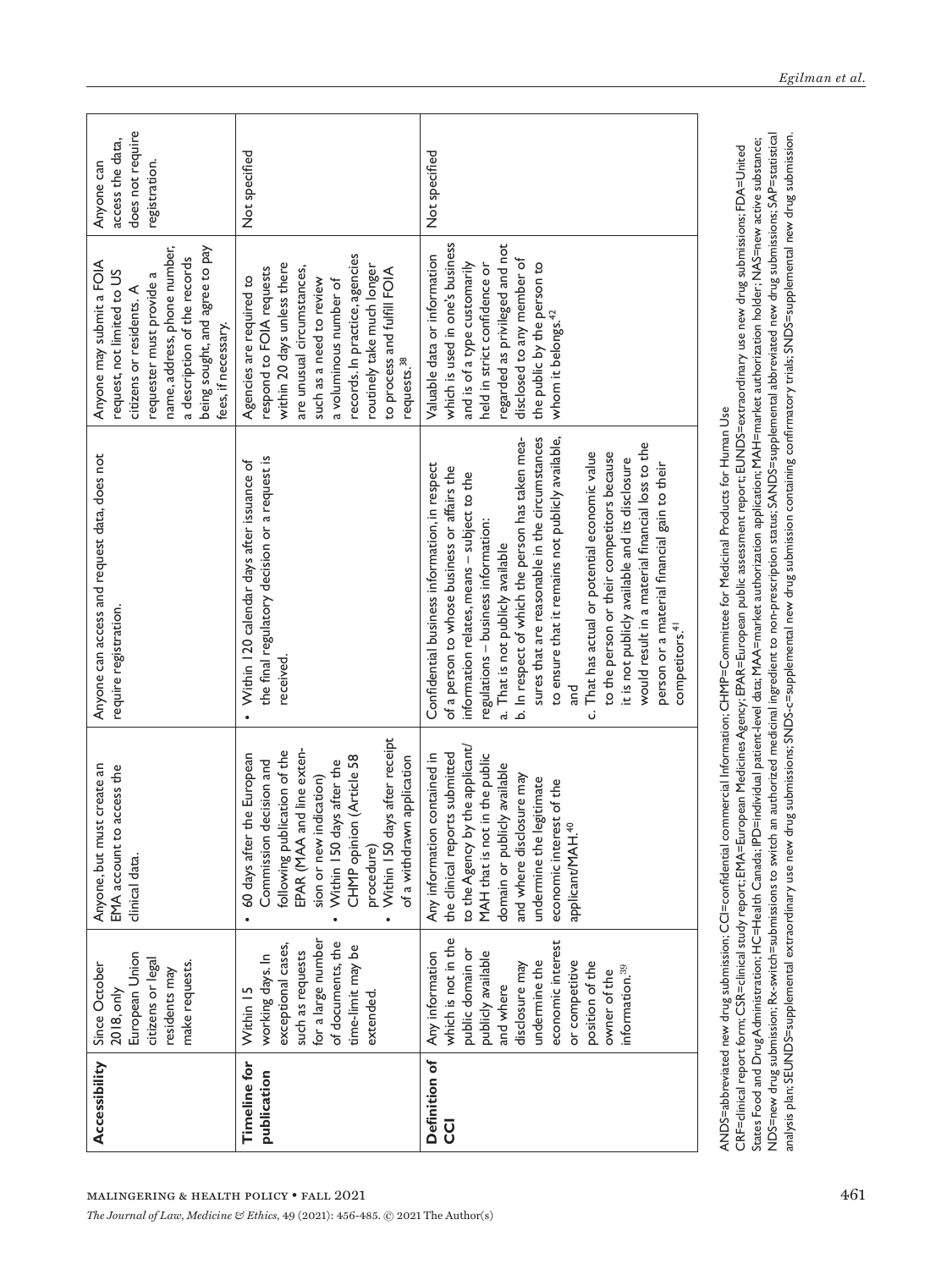| Accessibility | Since October 2018, only European Union citizens or legal residents may make requests. | Anyone, but must create an EMA account to access the clinical data. | Anyone can access and request data, does not require registration. | Anyone may submit a FOIA request, not limited to US citizens or residents. A requester must provide a name, address, phone number, a description of the records being sought, and agree to pay fees, if necessary. | Anyone can access the data, does not require registration. |
|---|---|---|---|---|---|
| **Timeline for publication** | Within 15 working days. In exceptional cases, such as requests for a large number of documents, the time-limit may be extended. | • 60 days after the European Commission decision and following publication of the EPAR (MAA and line extension or new indication)<br>• Within 150 days after the CHMP opinion (Article 58 procedure)<br>• Within 150 days after receipt of a withdrawn application | • Within 120 calendar days after issuance of the final regulatory decision or a request is received. | Agencies are required to respond to FOIA requests within 20 days unless there are unusual circumstances, such as a need to review a voluminous number of records. In practice, agencies routinely take much longer to process and fulfill FOIA requests.[38] | Not specified |
| **Definition of CCI** | Any information which is not in the public domain or publicly available and where disclosure may undermine the economic interest or competitive position of the owner of the information.[39] | Any information contained in the clinical reports submitted to the Agency by the applicant/MAH that is not in the public domain or publicly available and where disclosure may undermine the legitimate economic interest of the applicant/MAH.[40] | Confidential business information, in respect of a person to whose business or affairs the information relates, means – subject to the regulations – business information:<br>a. That is not publicly available<br>and<br>b. In respect of which the person has taken measures that are reasonable in the circumstances to ensure that it remains not publicly available,<br>and<br>c. That has actual or potential economic value to the person or their competitors because it is not publicly available and its disclosure would result in a material financial loss to the person or a material financial gain to their competitors.[41] | Valuable data or information which is used in one's business and is of a type customarily held in strict confidence or regarded as privileged and not disclosed to any member of the public by the person to whom it belongs.[42] | Not specified |

ANDS=abbreviated new drug submission; CCI=confidential commercial Information; CHMP=Committee for Medicinal Products for Human Use
CRF=clinical report form; CSR=clinical study report; EMA=European Medicines Agency; EPAR=European public assessment report; EUNDS=extraordinary use new drug submissions; FDA=United States Food and Drug Administration; HC=Health Canada; IPD=individual patient-level data; MAA=market authorization application; MAH=market authorization holder; NAS=new active substance; NDS=new drug submission; Rx-switch=submissions to switch an authorized medicinal ingredient to non-prescription status; SANDS=supplemental abbreviated new drug submissions; SAP=statistical analysis plan; SEUNDS=supplemental extraordinary use new drug submissions; SNDS-c=supplemental new drug submission containing confirmatory trials; SNDS=supplemental new drug submission.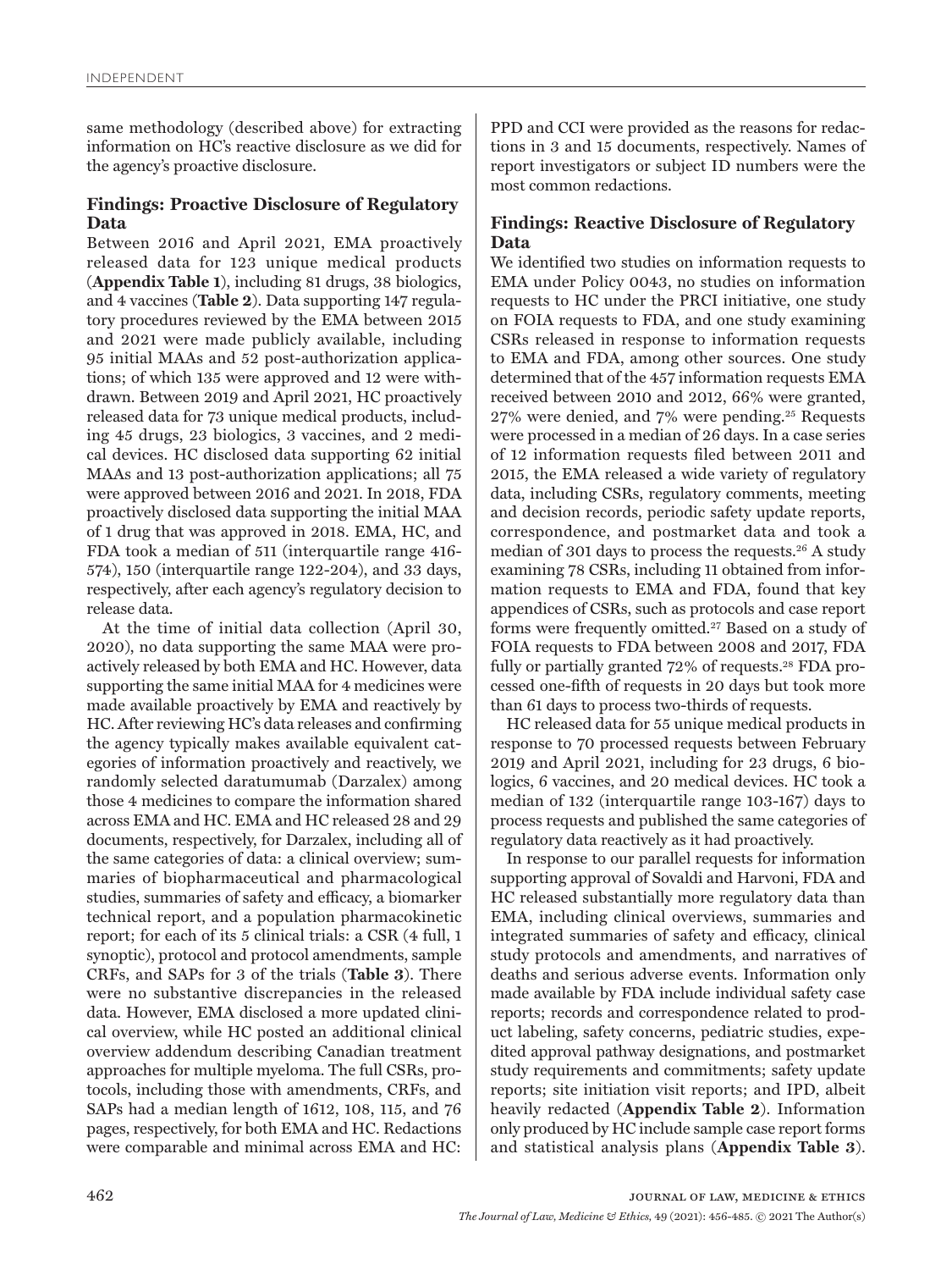same methodology (described above) for extracting information on HC's reactive disclosure as we did for the agency's proactive disclosure.

## Findings: Proactive Disclosure of Regulatory Data

Between 2016 and April 2021, EMA proactively released data for 123 unique medical products (**Appendix Table 1**), including 81 drugs, 38 biologics, and 4 vaccines (**Table 2**). Data supporting 147 regulatory procedures reviewed by the EMA between 2015 and 2021 were made publicly available, including 95 initial MAAs and 52 post-authorization applications; of which 135 were approved and 12 were withdrawn. Between 2019 and April 2021, HC proactively released data for 73 unique medical products, including 45 drugs, 23 biologics, 3 vaccines, and 2 medical devices. HC disclosed data supporting 62 initial MAAs and 13 post-authorization applications; all 75 were approved between 2016 and 2021. In 2018, FDA proactively disclosed data supporting the initial MAA of 1 drug that was approved in 2018. EMA, HC, and FDA took a median of 511 (interquartile range 416-574), 150 (interquartile range 122-204), and 33 days, respectively, after each agency's regulatory decision to release data.

At the time of initial data collection (April 30, 2020), no data supporting the same MAA were proactively released by both EMA and HC. However, data supporting the same initial MAA for 4 medicines were made available proactively by EMA and reactively by HC. After reviewing HC's data releases and confirming the agency typically makes available equivalent categories of information proactively and reactively, we randomly selected daratumumab (Darzalex) among those 4 medicines to compare the information shared across EMA and HC. EMA and HC released 28 and 29 documents, respectively, for Darzalex, including all of the same categories of data: a clinical overview; summaries of biopharmaceutical and pharmacological studies, summaries of safety and efficacy, a biomarker technical report, and a population pharmacokinetic report; for each of its 5 clinical trials: a CSR (4 full, 1 synoptic), protocol and protocol amendments, sample CRFs, and SAPs for 3 of the trials (**Table 3**). There were no substantive discrepancies in the released data. However, EMA disclosed a more updated clinical overview, while HC posted an additional clinical overview addendum describing Canadian treatment approaches for multiple myeloma. The full CSRs, protocols, including those with amendments, CRFs, and SAPs had a median length of 1612, 108, 115, and 76 pages, respectively, for both EMA and HC. Redactions were comparable and minimal across EMA and HC: PPD and CCI were provided as the reasons for redactions in 3 and 15 documents, respectively. Names of report investigators or subject ID numbers were the most common redactions.

## Findings: Reactive Disclosure of Regulatory Data

We identified two studies on information requests to EMA under Policy 0043, no studies on information requests to HC under the PRCI initiative, one study on FOIA requests to FDA, and one study examining CSRs released in response to information requests to EMA and FDA, among other sources. One study determined that of the 457 information requests EMA received between 2010 and 2012, 66% were granted, 27% were denied, and 7% were pending.[25] Requests were processed in a median of 26 days. In a case series of 12 information requests filed between 2011 and 2015, the EMA released a wide variety of regulatory data, including CSRs, regulatory comments, meeting and decision records, periodic safety update reports, correspondence, and postmarket data and took a median of 301 days to process the requests.[26] A study examining 78 CSRs, including 11 obtained from information requests to EMA and FDA, found that key appendices of CSRs, such as protocols and case report forms were frequently omitted.[27] Based on a study of FOIA requests to FDA between 2008 and 2017, FDA fully or partially granted 72% of requests.[28] FDA processed one-fifth of requests in 20 days but took more than 61 days to process two-thirds of requests.

HC released data for 55 unique medical products in response to 70 processed requests between February 2019 and April 2021, including for 23 drugs, 6 biologics, 6 vaccines, and 20 medical devices. HC took a median of 132 (interquartile range 103-167) days to process requests and published the same categories of regulatory data reactively as it had proactively.

In response to our parallel requests for information supporting approval of Sovaldi and Harvoni, FDA and HC released substantially more regulatory data than EMA, including clinical overviews, summaries and integrated summaries of safety and efficacy, clinical study protocols and amendments, and narratives of deaths and serious adverse events. Information only made available by FDA include individual safety case reports; records and correspondence related to product labeling, safety concerns, pediatric studies, expedited approval pathway designations, and postmarket study requirements and commitments; safety update reports; site initiation visit reports; and IPD, albeit heavily redacted (**Appendix Table 2**). Information only produced by HC include sample case report forms and statistical analysis plans (**Appendix Table 3**).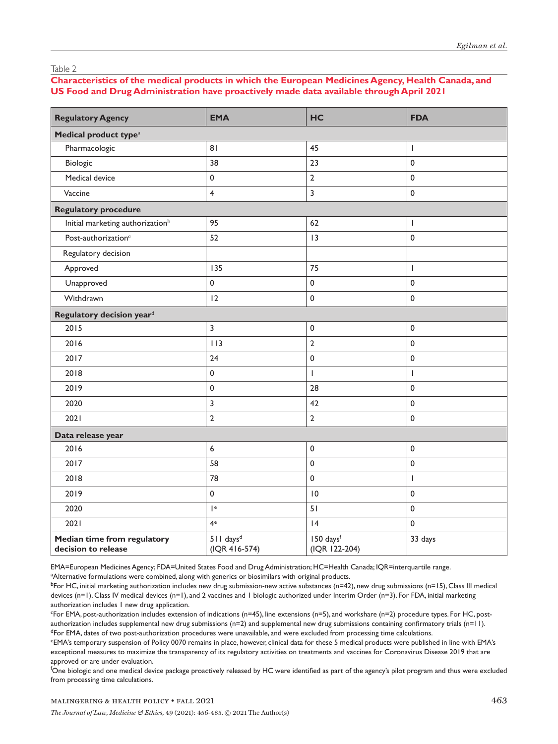Table 2

**Characteristics of the medical products in which the European Medicines Agency, Health Canada, and US Food and Drug Administration have proactively made data available through April 2021**

| Regulatory Agency | EMA | HC | FDA |
|---|---|---|---|
| **Medical product type**[a] | | | |
| Pharmacologic | 81 | 45 | 1 |
| Biologic | 38 | 23 | 0 |
| Medical device | 0 | 2 | 0 |
| Vaccine | 4 | 3 | 0 |
| **Regulatory procedure** | | | |
| Initial marketing authorization[b] | 95 | 62 | 1 |
| Post-authorization[c] | 52 | 13 | 0 |
| Regulatory decision | | | |
| Approved | 135 | 75 | 1 |
| Unapproved | 0 | 0 | 0 |
| Withdrawn | 12 | 0 | 0 |
| **Regulatory decision year**[d] | | | |
| 2015 | 3 | 0 | 0 |
| 2016 | 113 | 2 | 0 |
| 2017 | 24 | 0 | 0 |
| 2018 | 0 | 1 | 1 |
| 2019 | 0 | 28 | 0 |
| 2020 | 3 | 42 | 0 |
| 2021 | 2 | 2 | 0 |
| **Data release year** | | | |
| 2016 | 6 | 0 | 0 |
| 2017 | 58 | 0 | 0 |
| 2018 | 78 | 0 | 1 |
| 2019 | 0 | 10 | 0 |
| 2020 | 1[e] | 51 | 0 |
| 2021 | 4[e] | 14 | 0 |
| **Median time from regulatory decision to release** | 511 days[d] (IQR 416-574) | 150 days[f] (IQR 122-204) | 33 days |

EMA=European Medicines Agency; FDA=United States Food and Drug Administration; HC=Health Canada; IQR=interquartile range.

[a]Alternative formulations were combined, along with generics or biosimilars with original products.

[b]For HC, initial marketing authorization includes new drug submission-new active substances (n=42), new drug submissions (n=15), Class III medical devices (n=1), Class IV medical devices (n=1), and 2 vaccines and 1 biologic authorized under Interim Order (n=3). For FDA, initial marketing authorization includes 1 new drug application.

[c]For EMA, post-authorization includes extension of indications (n=45), line extensions (n=5), and workshare (n=2) procedure types. For HC, post-authorization includes supplemental new drug submissions (n=2) and supplemental new drug submissions containing confirmatory trials (n=11).

[d]For EMA, dates of two post-authorization procedures were unavailable, and were excluded from processing time calculations.

[e]EMA's temporary suspension of Policy 0070 remains in place, however, clinical data for these 5 medical products were published in line with EMA's exceptional measures to maximize the transparency of its regulatory activities on treatments and vaccines for Coronavirus Disease 2019 that are approved or are under evaluation.

[f]One biologic and one medical device package proactively released by HC were identified as part of the agency's pilot program and thus were excluded from processing time calculations.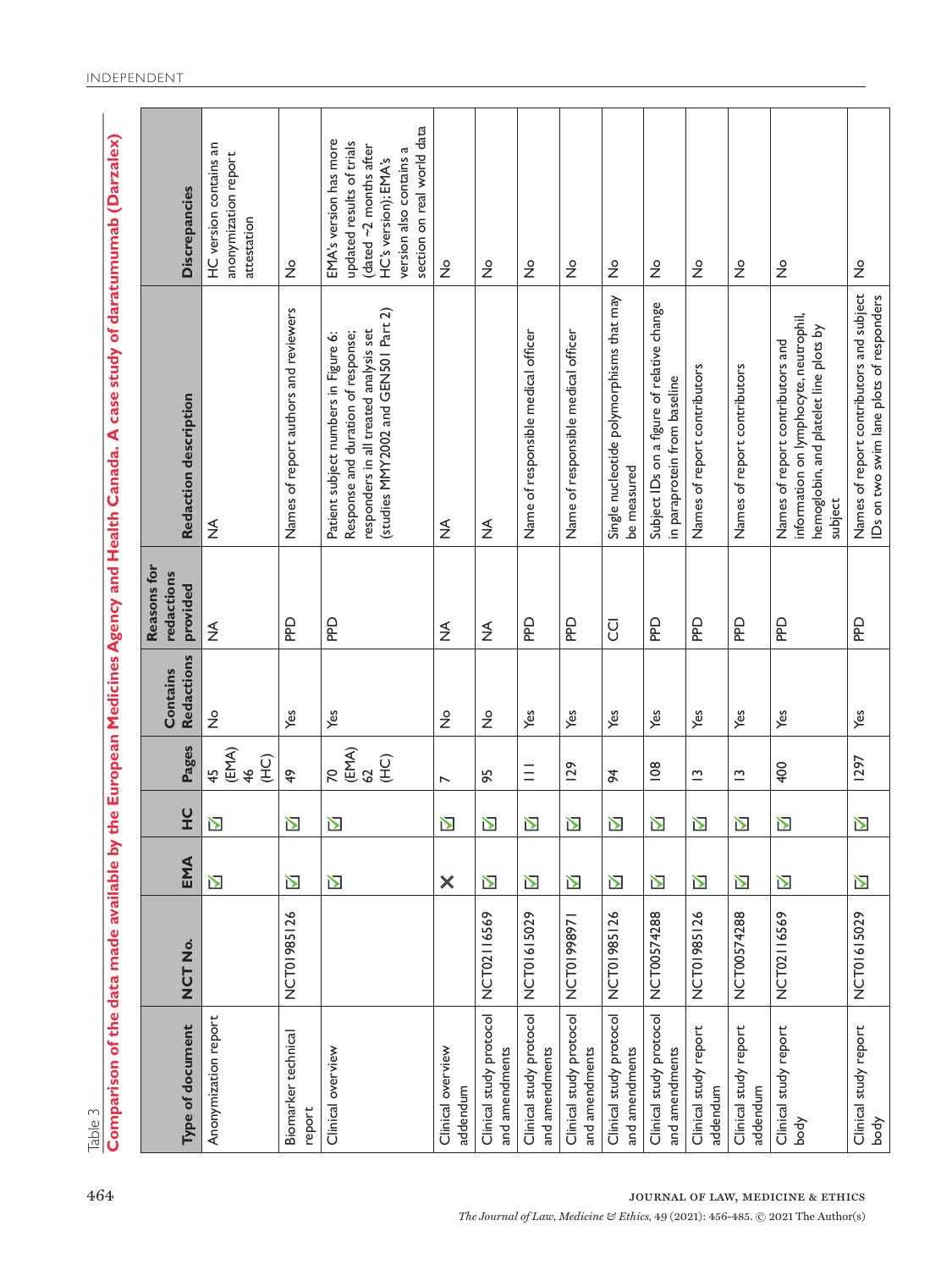Table 3

**Comparison of the data made available by the European Medicines Agency and Health Canada. A case study of daratumumab (Darzalex)**

| Type of document | NCT No. | EMA | HC | Pages | Contains Redactions | Reasons for redactions provided | Redaction description | Discrepancies |
|---|---|---|---|---|---|---|---|---|
| Anonymization report | | ☑ | ☑ | 45 (EMA) 46 (HC) | No | NA | NA | HC version contains an anonymization report attestation |
| Biomarker technical report | NCT01985126 | ☑ | ☑ | 49 | Yes | PPD | Names of report authors and reviewers | No |
| Clinical overview | | ☑ | ☑ | 70 (EMA) 62 (HC) | Yes | PPD | Patient subject numbers in Figure 6: Response and duration of response; responders in all treated analysis set (studies MMY2002 and GEN501 Part 2) | EMA's version has more updated results of trials (dated ~2 months after HC's version); EMA's version also contains a section on real world data |
| Clinical overview addendum | | ✕ | ☑ | 7 | No | NA | NA | No |
| Clinical study protocol and amendments | NCT02116569 | ☑ | ☑ | 95 | No | NA | NA | No |
| Clinical study protocol and amendments | NCT01615029 | ☑ | ☑ | 111 | Yes | PPD | Name of responsible medical officer | No |
| Clinical study protocol and amendments | NCT01998971 | ☑ | ☑ | 129 | Yes | PPD | Name of responsible medical officer | No |
| Clinical study protocol and amendments | NCT01985126 | ☑ | ☑ | 94 | Yes | CCI | Single nucleotide polymorphisms that may be measured | No |
| Clinical study protocol and amendments | NCT00574288 | ☑ | ☑ | 108 | Yes | PPD | Subject IDs on a figure of relative change in paraprotein from baseline | No |
| Clinical study report addendum | NCT01985126 | ☑ | ☑ | 13 | Yes | PPD | Names of report contributors | No |
| Clinical study report addendum | NCT00574288 | ☑ | ☑ | 13 | Yes | PPD | Names of report contributors | No |
| Clinical study report body | NCT02116569 | ☑ | ☑ | 400 | Yes | PPD | Names of report contributors and information on lymphocyte, neutrophil, hemoglobin, and platelet line plots by subject | No |
| Clinical study report body | NCT01615029 | ☑ | ☑ | 1297 | Yes | PPD | Names of report contributors and subject IDs on two swim lane plots of responders | No |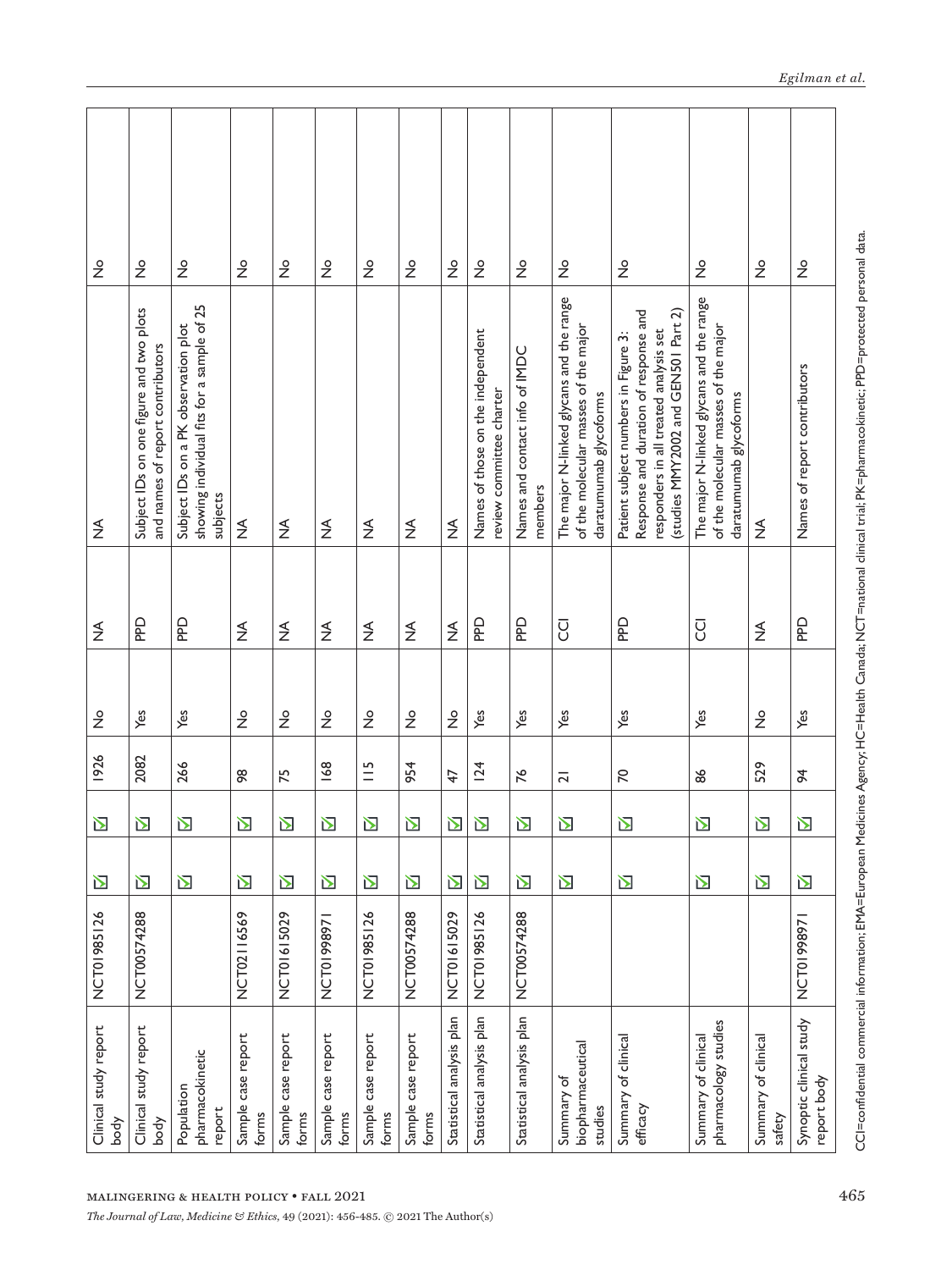| Clinical study report body | NCT01985126 | ☑ | ☑ | 1926 | No | NA | NA | No |
|---|---|---|---|---|---|---|---|---|
| Clinical study report body | NCT00574288 | ☑ | ☑ | 2082 | Yes | PPD | Subject IDs on one figure and two plots and names of report contributors | No |
| Population pharmacokinetic report | | ☑ | ☑ | 266 | Yes | PPD | Subject IDs on a PK observation plot showing individual fits for a sample of 25 subjects | No |
| Sample case report forms | NCT02116569 | ☑ | ☑ | 98 | No | NA | NA | No |
| Sample case report forms | NCT01615029 | ☑ | ☑ | 75 | No | NA | NA | No |
| Sample case report forms | NCT01998971 | ☑ | ☑ | 168 | No | NA | NA | No |
| Sample case report forms | NCT01985126 | ☑ | ☑ | 115 | No | NA | NA | No |
| Sample case report forms | NCT00574288 | ☑ | ☑ | 954 | No | NA | NA | No |
| Statistical analysis plan | NCT01615029 | ☑ | ☑ | 47 | No | NA | NA | No |
| Statistical analysis plan | NCT01985126 | ☑ | ☑ | 124 | Yes | PPD | Names of those on the independent review committee charter | No |
| Statistical analysis plan | NCT00574288 | ☑ | ☑ | 76 | Yes | PPD | Names and contact info of IMDC members | No |
| Summary of biopharmaceutical studies | | ☑ | ☑ | 21 | Yes | CCI | The major N-linked glycans and the range of the molecular masses of the major daratumumab glycoforms | No |
| Summary of clinical efficacy | | ☑ | ☑ | 70 | Yes | PPD | Patient subject numbers in Figure 3: Response and duration of response and responders in all treated analysis set (studies MMY2002 and GEN501 Part 2) | No |
| Summary of clinical pharmacology studies | | ☑ | ☑ | 86 | Yes | CCI | The major N-linked glycans and the range of the molecular masses of the major daratumumab glycoforms | No |
| Summary of clinical safety | | ☑ | ☑ | 529 | No | NA | NA | No |
| Synoptic clinical study report body | NCT01998971 | ☑ | ☑ | 94 | Yes | PPD | Names of report contributors | No |

CCI=confidential commercial information; EMA=European Medicines Agency; HC=Health Canada; NCT=national clinical trial; PK=pharmacokinetic; PPD=protected personal data.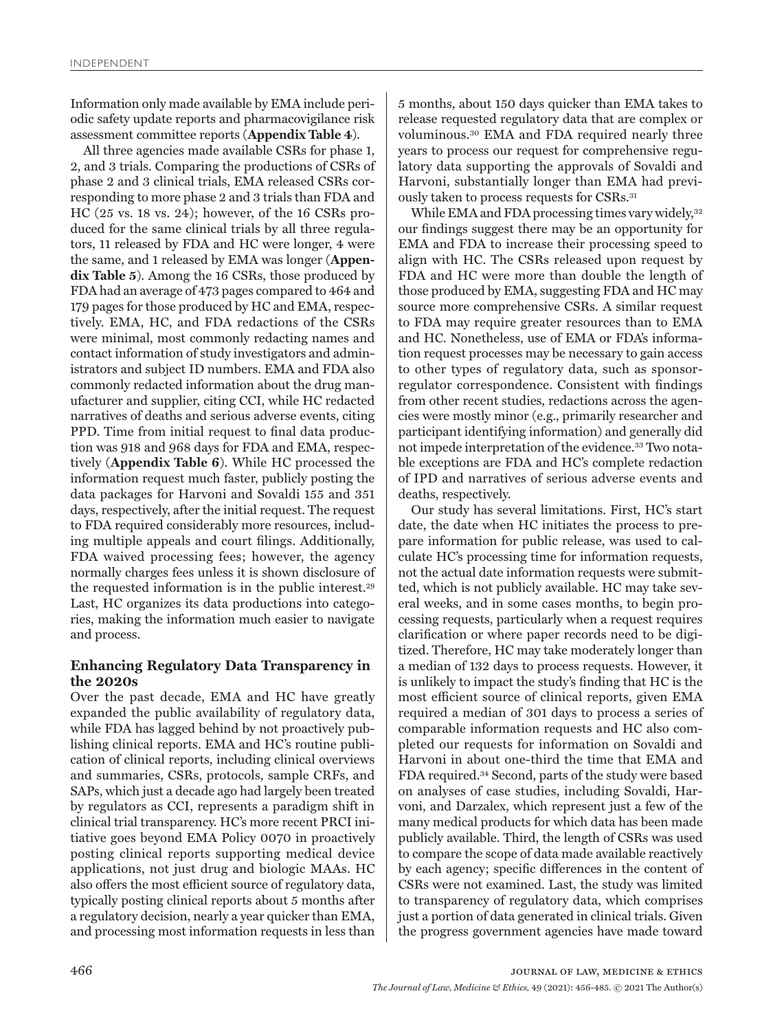Information only made available by EMA include periodic safety update reports and pharmacovigilance risk assessment committee reports (**Appendix Table 4**).

All three agencies made available CSRs for phase 1, 2, and 3 trials. Comparing the productions of CSRs of phase 2 and 3 clinical trials, EMA released CSRs corresponding to more phase 2 and 3 trials than FDA and HC (25 vs. 18 vs. 24); however, of the 16 CSRs produced for the same clinical trials by all three regulators, 11 released by FDA and HC were longer, 4 were the same, and 1 released by EMA was longer (**Appendix Table 5**). Among the 16 CSRs, those produced by FDA had an average of 473 pages compared to 464 and 179 pages for those produced by HC and EMA, respectively. EMA, HC, and FDA redactions of the CSRs were minimal, most commonly redacting names and contact information of study investigators and administrators and subject ID numbers. EMA and FDA also commonly redacted information about the drug manufacturer and supplier, citing CCI, while HC redacted narratives of deaths and serious adverse events, citing PPD. Time from initial request to final data production was 918 and 968 days for FDA and EMA, respectively (**Appendix Table 6**). While HC processed the information request much faster, publicly posting the data packages for Harvoni and Sovaldi 155 and 351 days, respectively, after the initial request. The request to FDA required considerably more resources, including multiple appeals and court filings. Additionally, FDA waived processing fees; however, the agency normally charges fees unless it is shown disclosure of the requested information is in the public interest.[29] Last, HC organizes its data productions into categories, making the information much easier to navigate and process.

## Enhancing Regulatory Data Transparency in the 2020s

Over the past decade, EMA and HC have greatly expanded the public availability of regulatory data, while FDA has lagged behind by not proactively publishing clinical reports. EMA and HC's routine publication of clinical reports, including clinical overviews and summaries, CSRs, protocols, sample CRFs, and SAPs, which just a decade ago had largely been treated by regulators as CCI, represents a paradigm shift in clinical trial transparency. HC's more recent PRCI initiative goes beyond EMA Policy 0070 in proactively posting clinical reports supporting medical device applications, not just drug and biologic MAAs. HC also offers the most efficient source of regulatory data, typically posting clinical reports about 5 months after a regulatory decision, nearly a year quicker than EMA, and processing most information requests in less than 5 months, about 150 days quicker than EMA takes to release requested regulatory data that are complex or voluminous.[30] EMA and FDA required nearly three years to process our request for comprehensive regulatory data supporting the approvals of Sovaldi and Harvoni, substantially longer than EMA had previously taken to process requests for CSRs.[31]

While EMA and FDA processing times vary widely,[32] our findings suggest there may be an opportunity for EMA and FDA to increase their processing speed to align with HC. The CSRs released upon request by FDA and HC were more than double the length of those produced by EMA, suggesting FDA and HC may source more comprehensive CSRs. A similar request to FDA may require greater resources than to EMA and HC. Nonetheless, use of EMA or FDA's information request processes may be necessary to gain access to other types of regulatory data, such as sponsor-regulator correspondence. Consistent with findings from other recent studies, redactions across the agencies were mostly minor (e.g., primarily researcher and participant identifying information) and generally did not impede interpretation of the evidence.[33] Two notable exceptions are FDA and HC's complete redaction of IPD and narratives of serious adverse events and deaths, respectively.

Our study has several limitations. First, HC's start date, the date when HC initiates the process to prepare information for public release, was used to calculate HC's processing time for information requests, not the actual date information requests were submitted, which is not publicly available. HC may take several weeks, and in some cases months, to begin processing requests, particularly when a request requires clarification or where paper records need to be digitized. Therefore, HC may take moderately longer than a median of 132 days to process requests. However, it is unlikely to impact the study's finding that HC is the most efficient source of clinical reports, given EMA required a median of 301 days to process a series of comparable information requests and HC also completed our requests for information on Sovaldi and Harvoni in about one-third the time that EMA and FDA required.[34] Second, parts of the study were based on analyses of case studies, including Sovaldi, Harvoni, and Darzalex, which represent just a few of the many medical products for which data has been made publicly available. Third, the length of CSRs was used to compare the scope of data made available reactively by each agency; specific differences in the content of CSRs were not examined. Last, the study was limited to transparency of regulatory data, which comprises just a portion of data generated in clinical trials. Given the progress government agencies have made toward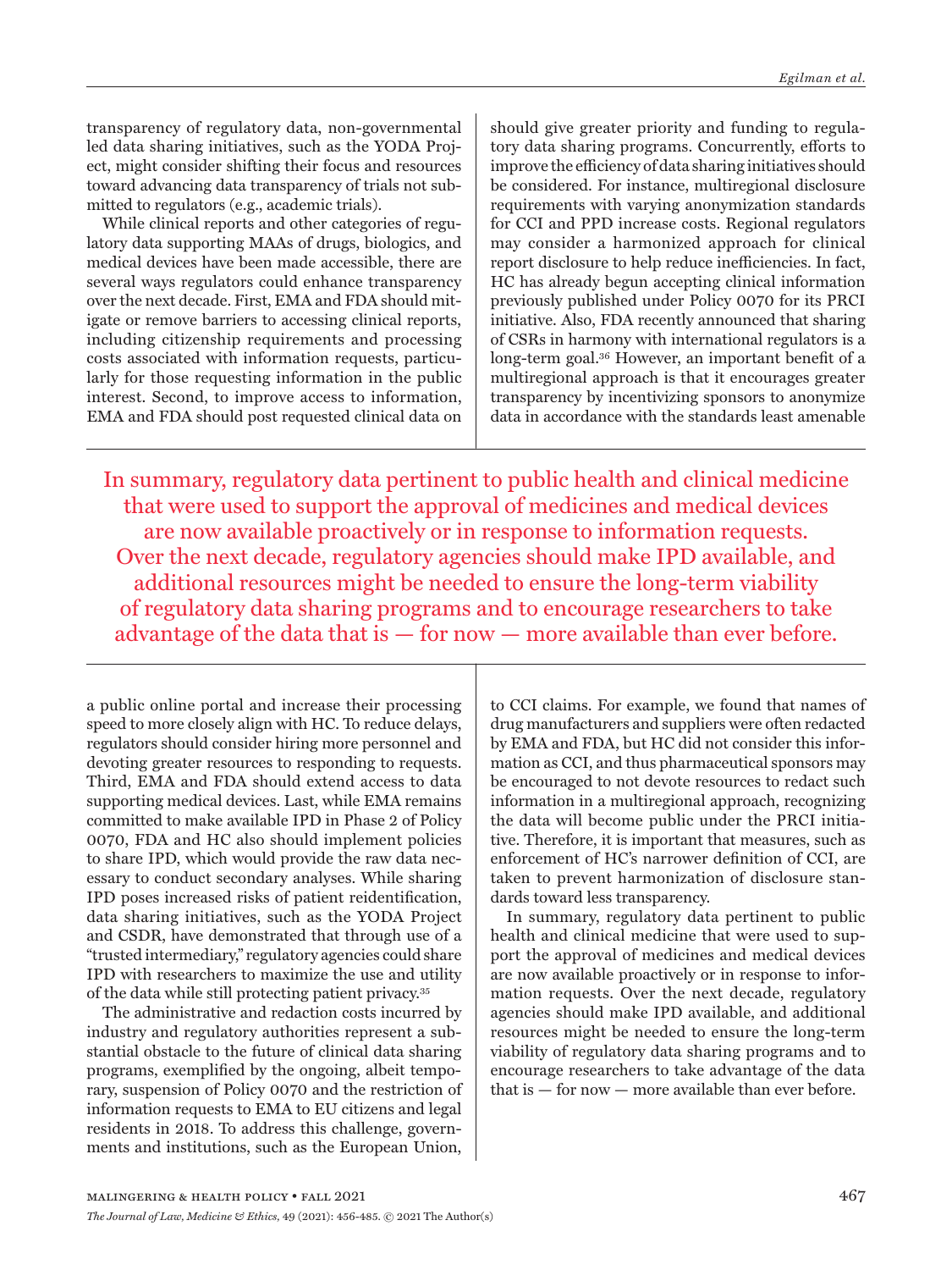transparency of regulatory data, non-governmental led data sharing initiatives, such as the YODA Project, might consider shifting their focus and resources toward advancing data transparency of trials not submitted to regulators (e.g., academic trials).

While clinical reports and other categories of regulatory data supporting MAAs of drugs, biologics, and medical devices have been made accessible, there are several ways regulators could enhance transparency over the next decade. First, EMA and FDA should mitigate or remove barriers to accessing clinical reports, including citizenship requirements and processing costs associated with information requests, particularly for those requesting information in the public interest. Second, to improve access to information, EMA and FDA should post requested clinical data on a public online portal and increase their processing speed to more closely align with HC. To reduce delays, regulators should consider hiring more personnel and devoting greater resources to responding to requests. Third, EMA and FDA should extend access to data supporting medical devices. Last, while EMA remains committed to make available IPD in Phase 2 of Policy 0070, FDA and HC also should implement policies to share IPD, which would provide the raw data necessary to conduct secondary analyses. While sharing IPD poses increased risks of patient reidentification, data sharing initiatives, such as the YODA Project and CSDR, have demonstrated that through use of a "trusted intermediary," regulatory agencies could share IPD with researchers to maximize the use and utility of the data while still protecting patient privacy.[35]

The administrative and redaction costs incurred by industry and regulatory authorities represent a substantial obstacle to the future of clinical data sharing programs, exemplified by the ongoing, albeit temporary, suspension of Policy 0070 and the restriction of information requests to EMA to EU citizens and legal residents in 2018. To address this challenge, governments and institutions, such as the European Union, should give greater priority and funding to regulatory data sharing programs. Concurrently, efforts to improve the efficiency of data sharing initiatives should be considered. For instance, multiregional disclosure requirements with varying anonymization standards for CCI and PPD increase costs. Regional regulators may consider a harmonized approach for clinical report disclosure to help reduce inefficiencies. In fact, HC has already begun accepting clinical information previously published under Policy 0070 for its PRCI initiative. Also, FDA recently announced that sharing of CSRs in harmony with international regulators is a long-term goal.[36] However, an important benefit of a multiregional approach is that it encourages greater transparency by incentivizing sponsors to anonymize data in accordance with the standards least amenable to CCI claims. For example, we found that names of drug manufacturers and suppliers were often redacted by EMA and FDA, but HC did not consider this information as CCI, and thus pharmaceutical sponsors may be encouraged to not devote resources to redact such information in a multiregional approach, recognizing the data will become public under the PRCI initiative. Therefore, it is important that measures, such as enforcement of HC's narrower definition of CCI, are taken to prevent harmonization of disclosure standards toward less transparency.

In summary, regulatory data pertinent to public health and clinical medicine that were used to support the approval of medicines and medical devices are now available proactively or in response to information requests. Over the next decade, regulatory agencies should make IPD available, and additional resources might be needed to ensure the long-term viability of regulatory data sharing programs and to encourage researchers to take advantage of the data that is — for now — more available than ever before.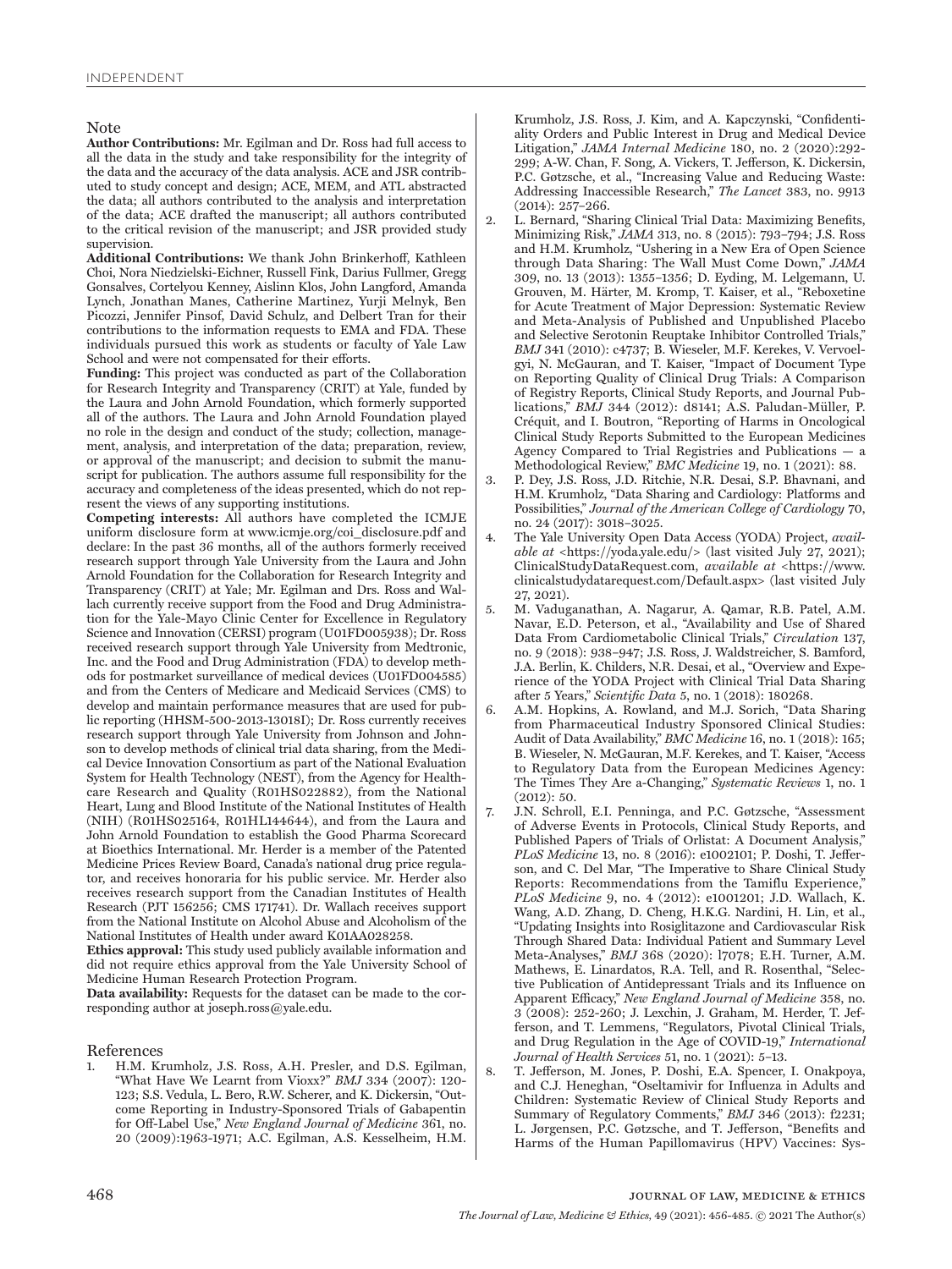## Note

**Author Contributions:** Mr. Egilman and Dr. Ross had full access to all the data in the study and take responsibility for the integrity of the data and the accuracy of the data analysis. ACE and JSR contributed to study concept and design; ACE, MEM, and ATL abstracted the data; all authors contributed to the analysis and interpretation of the data; ACE drafted the manuscript; all authors contributed to the critical revision of the manuscript; and JSR provided study supervision.

**Additional Contributions:** We thank John Brinkerhoff, Kathleen Choi, Nora Niedzielski-Eichner, Russell Fink, Darius Fullmer, Gregg Gonsalves, Cortelyou Kenney, Aislinn Klos, John Langford, Amanda Lynch, Jonathan Manes, Catherine Martinez, Yurji Melnyk, Ben Picozzi, Jennifer Pinsof, David Schulz, and Delbert Tran for their contributions to the information requests to EMA and FDA. These individuals pursued this work as students or faculty of Yale Law School and were not compensated for their efforts.

**Funding:** This project was conducted as part of the Collaboration for Research Integrity and Transparency (CRIT) at Yale, funded by the Laura and John Arnold Foundation, which formerly supported all of the authors. The Laura and John Arnold Foundation played no role in the design and conduct of the study; collection, management, analysis, and interpretation of the data; preparation, review, or approval of the manuscript; and decision to submit the manuscript for publication. The authors assume full responsibility for the accuracy and completeness of the ideas presented, which do not represent the views of any supporting institutions.

**Competing interests:** All authors have completed the ICMJE uniform disclosure form at www.icmje.org/coi_disclosure.pdf and declare: In the past 36 months, all of the authors formerly received research support through Yale University from the Laura and John Arnold Foundation for the Collaboration for Research Integrity and Transparency (CRIT) at Yale; Mr. Egilman and Drs. Ross and Wallach currently receive support from the Food and Drug Administration for the Yale-Mayo Clinic Center for Excellence in Regulatory Science and Innovation (CERSI) program (U01FD005938); Dr. Ross received research support through Yale University from Medtronic, Inc. and the Food and Drug Administration (FDA) to develop methods for postmarket surveillance of medical devices (U01FD004585) and from the Centers of Medicare and Medicaid Services (CMS) to develop and maintain performance measures that are used for public reporting (HHSM-500-2013-13018I); Dr. Ross currently receives research support through Yale University from Johnson and Johnson to develop methods of clinical trial data sharing, from the Medical Device Innovation Consortium as part of the National Evaluation System for Health Technology (NEST), from the Agency for Healthcare Research and Quality (R01HS022882), from the National Heart, Lung and Blood Institute of the National Institutes of Health (NIH) (R01HS025164, R01HL144644), and from the Laura and John Arnold Foundation to establish the Good Pharma Scorecard at Bioethics International. Mr. Herder is a member of the Patented Medicine Prices Review Board, Canada's national drug price regulator, and receives honoraria for his public service. Mr. Herder also receives research support from the Canadian Institutes of Health Research (PJT 156256; CMS 171741). Dr. Wallach receives support from the National Institute on Alcohol Abuse and Alcoholism of the National Institutes of Health under award K01AA028258.

**Ethics approval:** This study used publicly available information and did not require ethics approval from the Yale University School of Medicine Human Research Protection Program.

**Data availability:** Requests for the dataset can be made to the corresponding author at joseph.ross@yale.edu.

## References

1. H.M. Krumholz, J.S. Ross, A.H. Presler, and D.S. Egilman, "What Have We Learnt from Vioxx?" *BMJ* 334 (2007): 120-123; S.S. Vedula, L. Bero, R.W. Scherer, and K. Dickersin, "Outcome Reporting in Industry-Sponsored Trials of Gabapentin for Off-Label Use," *New England Journal of Medicine* 361, no. 20 (2009):1963-1971; A.C. Egilman, A.S. Kesselheim, H.M. Krumholz, J.S. Ross, J. Kim, and A. Kapczynski, "Confidentiality Orders and Public Interest in Drug and Medical Device Litigation," *JAMA Internal Medicine* 180, no. 2 (2020):292-299; A-W. Chan, F. Song, A. Vickers, T. Jefferson, K. Dickersin, P.C. Gøtzsche, et al., "Increasing Value and Reducing Waste: Addressing Inaccessible Research," *The Lancet* 383, no. 9913 (2014): 257–266.
2. L. Bernard, "Sharing Clinical Trial Data: Maximizing Benefits, Minimizing Risk," *JAMA* 313, no. 8 (2015): 793–794; J.S. Ross and H.M. Krumholz, "Ushering in a New Era of Open Science through Data Sharing: The Wall Must Come Down," *JAMA* 309, no. 13 (2013): 1355–1356; D. Eyding, M. Lelgemann, U. Grouven, M. Härter, M. Kromp, T. Kaiser, et al., "Reboxetine for Acute Treatment of Major Depression: Systematic Review and Meta-Analysis of Published and Unpublished Placebo and Selective Serotonin Reuptake Inhibitor Controlled Trials," *BMJ* 341 (2010): c4737; B. Wieseler, M.F. Kerekes, V. Vervoelgyi, N. McGauran, and T. Kaiser, "Impact of Document Type on Reporting Quality of Clinical Drug Trials: A Comparison of Registry Reports, Clinical Study Reports, and Journal Publications," *BMJ* 344 (2012): d8141; A.S. Paludan-Müller, P. Créquit, and I. Boutron, "Reporting of Harms in Oncological Clinical Study Reports Submitted to the European Medicines Agency Compared to Trial Registries and Publications — a Methodological Review," *BMC Medicine* 19, no. 1 (2021): 88.
3. P. Dey, J.S. Ross, J.D. Ritchie, N.R. Desai, S.P. Bhavnani, and H.M. Krumholz, "Data Sharing and Cardiology: Platforms and Possibilities," *Journal of the American College of Cardiology* 70, no. 24 (2017): 3018–3025.
4. The Yale University Open Data Access (YODA) Project, *available at* <https://yoda.yale.edu/> (last visited July 27, 2021); ClinicalStudyDataRequest.com, *available at* <https://www.clinicalstudydatarequest.com/Default.aspx> (last visited July 27, 2021).
5. M. Vaduganathan, A. Nagarur, A. Qamar, R.B. Patel, A.M. Navar, E.D. Peterson, et al., "Availability and Use of Shared Data From Cardiometabolic Clinical Trials," *Circulation* 137, no. 9 (2018): 938–947; J.S. Ross, J. Waldstreicher, S. Bamford, J.A. Berlin, K. Childers, N.R. Desai, et al., "Overview and Experience of the YODA Project with Clinical Trial Data Sharing after 5 Years," *Scientific Data* 5, no. 1 (2018): 180268.
6. A.M. Hopkins, A. Rowland, and M.J. Sorich, "Data Sharing from Pharmaceutical Industry Sponsored Clinical Studies: Audit of Data Availability," *BMC Medicine* 16, no. 1 (2018): 165; B. Wieseler, N. McGauran, M.F. Kerekes, and T. Kaiser, "Access to Regulatory Data from the European Medicines Agency: The Times They Are a-Changing," *Systematic Reviews* 1, no. 1 (2012): 50.
7. J.N. Schroll, E.I. Penninga, and P.C. Gøtzsche, "Assessment of Adverse Events in Protocols, Clinical Study Reports, and Published Papers of Trials of Orlistat: A Document Analysis," *PLoS Medicine* 13, no. 8 (2016): e1002101; P. Doshi, T. Jefferson, and C. Del Mar, "The Imperative to Share Clinical Study Reports: Recommendations from the Tamiflu Experience," *PLoS Medicine* 9, no. 4 (2012): e1001201; J.D. Wallach, K. Wang, A.D. Zhang, D. Cheng, H.K.G. Nardini, H. Lin, et al., "Updating Insights into Rosiglitazone and Cardiovascular Risk Through Shared Data: Individual Patient and Summary Level Meta-Analyses," *BMJ* 368 (2020): l7078; E.H. Turner, A.M. Mathews, E. Linardatos, R.A. Tell, and R. Rosenthal, "Selective Publication of Antidepressant Trials and its Influence on Apparent Efficacy," *New England Journal of Medicine* 358, no. 3 (2008): 252-260; J. Lexchin, J. Graham, M. Herder, T. Jefferson, and T. Lemmens, "Regulators, Pivotal Clinical Trials, and Drug Regulation in the Age of COVID-19," *International Journal of Health Services* 51, no. 1 (2021): 5–13.
8. T. Jefferson, M. Jones, P. Doshi, E.A. Spencer, I. Onakpoya, and C.J. Heneghan, "Oseltamivir for Influenza in Adults and Children: Systematic Review of Clinical Study Reports and Summary of Regulatory Comments," *BMJ* 346 (2013): f2231; L. Jørgensen, P.C. Gøtzsche, and T. Jefferson, "Benefits and Harms of the Human Papillomavirus (HPV) Vaccines: Sys-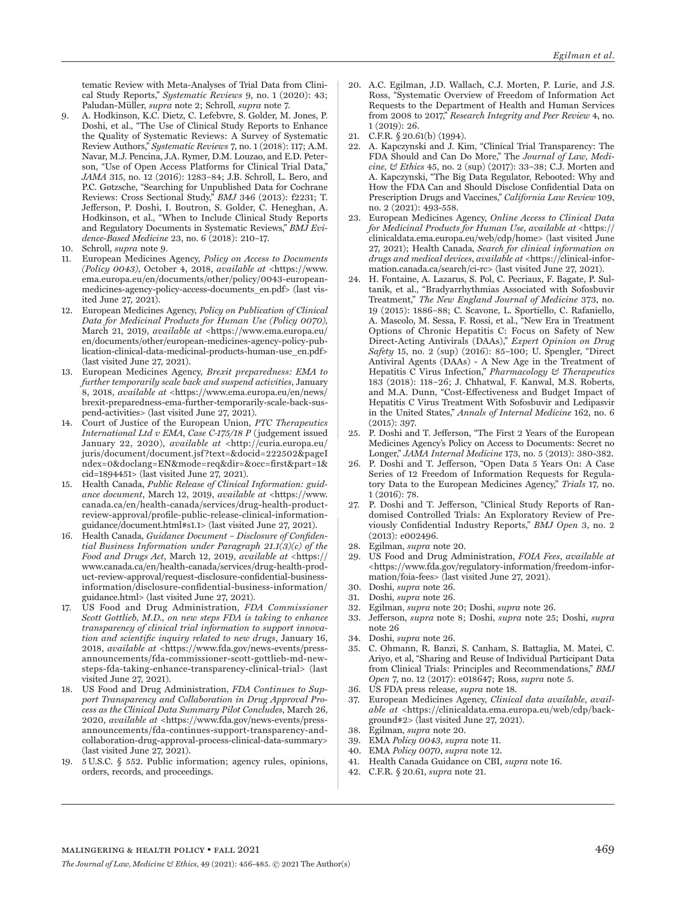tematic Review with Meta-Analyses of Trial Data from Clinical Study Reports," *Systematic Reviews* 9, no. 1 (2020): 43; Paludan-Müller, *supra* note 2; Schroll, *supra* note 7.

9. A. Hodkinson, K.C. Dietz, C. Lefebvre, S. Golder, M. Jones, P. Doshi, et al., "The Use of Clinical Study Reports to Enhance the Quality of Systematic Reviews: A Survey of Systematic Review Authors," *Systematic Reviews* 7, no. 1 (2018): 117; A.M. Navar, M.J. Pencina, J.A. Rymer, D.M. Louzao, and E.D. Peterson, "Use of Open Access Platforms for Clinical Trial Data," *JAMA* 315, no. 12 (2016): 1283–84; J.B. Schroll, L. Bero, and P.C. Gøtzsche, "Searching for Unpublished Data for Cochrane Reviews: Cross Sectional Study," *BMJ* 346 (2013): f2231; T. Jefferson, P. Doshi, I. Boutron, S. Golder, C. Heneghan, A. Hodkinson, et al., "When to Include Clinical Study Reports and Regulatory Documents in Systematic Reviews," *BMJ Evidence-Based Medicine* 23, no. 6 (2018): 210–17.
10. Schroll, *supra* note 9.
11. European Medicines Agency, *Policy on Access to Documents (Policy 0043)*, October 4, 2018, *available at* <https://www.ema.europa.eu/en/documents/other/policy/0043-european-medicines-agency-policy-access-documents_en.pdf> (last visited June 27, 2021).
12. European Medicines Agency, *Policy on Publication of Clinical Data for Medicinal Products for Human Use (Policy 0070)*, March 21, 2019, *available at* <https://www.ema.europa.eu/en/documents/other/european-medicines-agency-policy-publication-clinical-data-medicinal-products-human-use_en.pdf> (last visited June 27, 2021).
13. European Medicines Agency, *Brexit preparedness: EMA to further temporarily scale back and suspend activities*, January 8, 2018, *available at* <https://www.ema.europa.eu/en/news/brexit-preparedness-ema-further-temporarily-scale-back-suspend-activities> (last visited June 27, 2021).
14. Court of Justice of the European Union, *PTC Therapeutics International Ltd v EMA, Case C-175/18 P* (judgement issued January 22, 2020), *available at* <http://curia.europa.eu/juris/document/document.jsf?text=&docid=222502&pageIndex=0&doclang=EN&mode=req&dir=&occ=first&part=1&cid=1894451> (last visited June 27, 2021).
15. Health Canada, *Public Release of Clinical Information: guidance document*, March 12, 2019, *available at* <https://www.canada.ca/en/health-canada/services/drug-health-product-review-approval/profile-public-release-clinical-information-guidance/document.html#s1.1> (last visited June 27, 2021).
16. Health Canada, *Guidance Document – Disclosure of Confidential Business Information under Paragraph 21.1(3)(c) of the Food and Drugs Act*, March 12, 2019, *available at* <https://www.canada.ca/en/health-canada/services/drug-health-product-review-approval/request-disclosure-confidential-business-information/disclosure-confidential-business-information/guidance.html> (last visited June 27, 2021).
17. US Food and Drug Administration, *FDA Commissioner Scott Gottlieb, M.D., on new steps FDA is taking to enhance transparency of clinical trial information to support innovation and scientific inquiry related to new drugs*, January 16, 2018, *available at* <https://www.fda.gov/news-events/press-announcements/fda-commissioner-scott-gottlieb-md-new-steps-fda-taking-enhance-transparency-clinical-trial> (last visited June 27, 2021).
18. US Food and Drug Administration, *FDA Continues to Support Transparency and Collaboration in Drug Approval Process as the Clinical Data Summary Pilot Concludes*, March 26, 2020, *available at* <https://www.fda.gov/news-events/press-announcements/fda-continues-support-transparency-and-collaboration-drug-approval-process-clinical-data-summary> (last visited June 27, 2021).
19. 5 U.S.C. § 552. Public information; agency rules, opinions, orders, records, and proceedings.
20. A.C. Egilman, J.D. Wallach, C.J. Morten, P. Lurie, and J.S. Ross, "Systematic Overview of Freedom of Information Act Requests to the Department of Health and Human Services from 2008 to 2017," *Research Integrity and Peer Review* 4, no. 1 (2019): 26.
21. C.F.R. § 20.61(b) (1994).
22. A. Kapczynski and J. Kim, "Clinical Trial Transparency: The FDA Should and Can Do More," The *Journal of Law, Medicine, & Ethics* 45, no. 2 (sup) (2017): 33–38; C.J. Morten and A. Kapczynski, "The Big Data Regulator, Rebooted: Why and How the FDA Can and Should Disclose Confidential Data on Prescription Drugs and Vaccines," *California Law Review* 109, no. 2 (2021): 493-558.
23. European Medicines Agency, *Online Access to Clinical Data for Medicinal Products for Human Use*, *available at* <https://clinicaldata.ema.europa.eu/web/cdp/home> (last visited June 27, 2021); Health Canada, *Search for clinical information on drugs and medical devices*, *available at* <https://clinical-information.canada.ca/search/ci-rc> (last visited June 27, 2021).
24. H. Fontaine, A. Lazarus, S. Pol, C. Pecriaux, F. Bagate, P. Sultanik, et al., "Bradyarrhythmias Associated with Sofosbuvir Treatment," *The New England Journal of Medicine* 373, no. 19 (2015): 1886–88; C. Scavone, L. Sportiello, C. Rafaniello, A. Mascolo, M. Sessa, F. Rossi, et al., "New Era in Treatment Options of Chronic Hepatitis C: Focus on Safety of New Direct-Acting Antivirals (DAAs)," *Expert Opinion on Drug Safety* 15, no. 2 (sup) (2016): 85–100; U. Spengler, "Direct Antiviral Agents (DAAs) - A New Age in the Treatment of Hepatitis C Virus Infection," *Pharmacology & Therapeutics* 183 (2018): 118–26; J. Chhatwal, F. Kanwal, M.S. Roberts, and M.A. Dunn, "Cost-Effectiveness and Budget Impact of Hepatitis C Virus Treatment With Sofosbuvir and Ledipasvir in the United States," *Annals of Internal Medicine* 162, no. 6 (2015): 397.
25. P. Doshi and T. Jefferson, "The First 2 Years of the European Medicines Agency's Policy on Access to Documents: Secret no Longer," *JAMA Internal Medicine* 173, no. 5 (2013): 380-382.
26. P. Doshi and T. Jefferson, "Open Data 5 Years On: A Case Series of 12 Freedom of Information Requests for Regulatory Data to the European Medicines Agency," *Trials* 17, no. 1 (2016): 78.
27. P. Doshi and T. Jefferson, "Clinical Study Reports of Randomised Controlled Trials: An Exploratory Review of Previously Confidential Industry Reports," *BMJ Open* 3, no. 2 (2013): e002496.
28. Egilman, *supra* note 20.
29. US Food and Drug Administration, *FOIA Fees*, *available at* <https://www.fda.gov/regulatory-information/freedom-information/foia-fees> (last visited June 27, 2021).
30. Doshi, *supra* note 26.
31. Doshi, *supra* note 26.
32. Egilman, *supra* note 20; Doshi, *supra* note 26.
33. Jefferson, *supra* note 8; Doshi, *supra* note 25; Doshi, *supra* note 26
34. Doshi, *supra* note 26.
35. C. Ohmann, R. Banzi, S. Canham, S. Battaglia, M. Matei, C. Ariyo, et al, "Sharing and Reuse of Individual Participant Data from Clinical Trials: Principles and Recommendations," *BMJ Open* 7, no. 12 (2017): e018647; Ross, *supra* note 5.
36. US FDA press release, *supra* note 18.
37. European Medicines Agency, *Clinical data available*, *available at* <https://clinicaldata.ema.europa.eu/web/cdp/background#2> (last visited June 27, 2021).
38. Egilman, *supra* note 20.
39. EMA *Policy 0043*, *supra* note 11.
40. EMA *Policy 0070*, *supra* note 12.
41. Health Canada Guidance on CBI, *supra* note 16.
42. C.F.R. § 20.61, *supra* note 21.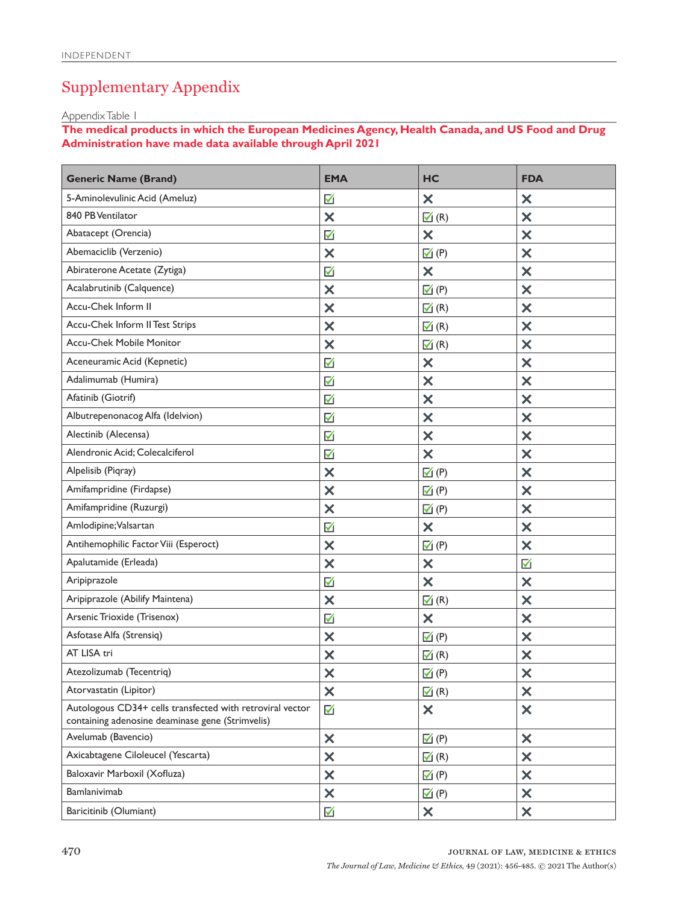# Supplementary Appendix

Appendix Table 1

**The medical products in which the European Medicines Agency, Health Canada, and US Food and Drug Administration have made data available through April 2021**

| Generic Name (Brand) | EMA | HC | FDA |
|---|---|---|---|
| 5-Aminolevulinic Acid (Ameluz) | ☑ | ✕ | ✕ |
| 840 PB Ventilator | ✕ | ☑ (R) | ✕ |
| Abatacept (Orencia) | ☑ | ✕ | ✕ |
| Abemaciclib (Verzenio) | ✕ | ☑ (P) | ✕ |
| Abiraterone Acetate (Zytiga) | ☑ | ✕ | ✕ |
| Acalabrutinib (Calquence) | ✕ | ☑ (P) | ✕ |
| Accu-Chek Inform II | ✕ | ☑ (R) | ✕ |
| Accu-Chek Inform II Test Strips | ✕ | ☑ (R) | ✕ |
| Accu-Chek Mobile Monitor | ✕ | ☑ (R) | ✕ |
| Aceneuramic Acid (Kepnetic) | ☑ | ✕ | ✕ |
| Adalimumab (Humira) | ☑ | ✕ | ✕ |
| Afatinib (Giotrif) | ☑ | ✕ | ✕ |
| Albutrepenonacog Alfa (Idelvion) | ☑ | ✕ | ✕ |
| Alectinib (Alecensa) | ☑ | ✕ | ✕ |
| Alendronic Acid; Colecalciferol | ☑ | ✕ | ✕ |
| Alpelisib (Piqray) | ✕ | ☑ (P) | ✕ |
| Amifampridine (Firdapse) | ✕ | ☑ (P) | ✕ |
| Amifampridine (Ruzurgi) | ✕ | ☑ (P) | ✕ |
| Amlodipine; Valsartan | ☑ | ✕ | ✕ |
| Antihemophilic Factor Viii (Esperoct) | ✕ | ☑ (P) | ✕ |
| Apalutamide (Erleada) | ✕ | ✕ | ☑ |
| Aripiprazole | ☑ | ✕ | ✕ |
| Aripiprazole (Abilify Maintena) | ✕ | ☑ (R) | ✕ |
| Arsenic Trioxide (Trisenox) | ☑ | ✕ | ✕ |
| Asfotase Alfa (Strensiq) | ✕ | ☑ (P) | ✕ |
| AT LISA tri | ✕ | ☑ (R) | ✕ |
| Atezolizumab (Tecentriq) | ✕ | ☑ (P) | ✕ |
| Atorvastatin (Lipitor) | ✕ | ☑ (R) | ✕ |
| Autologous CD34+ cells transfected with retroviral vector containing adenosine deaminase gene (Strimvelis) | ☑ | ✕ | ✕ |
| Avelumab (Bavencio) | ✕ | ☑ (P) | ✕ |
| Axicabtagene Ciloleucel (Yescarta) | ✕ | ☑ (R) | ✕ |
| Baloxavir Marboxil (Xofluza) | ✕ | ☑ (P) | ✕ |
| Bamlanivimab | ✕ | ☑ (P) | ✕ |
| Baricitinib (Olumiant) | ☑ | ✕ | ✕ |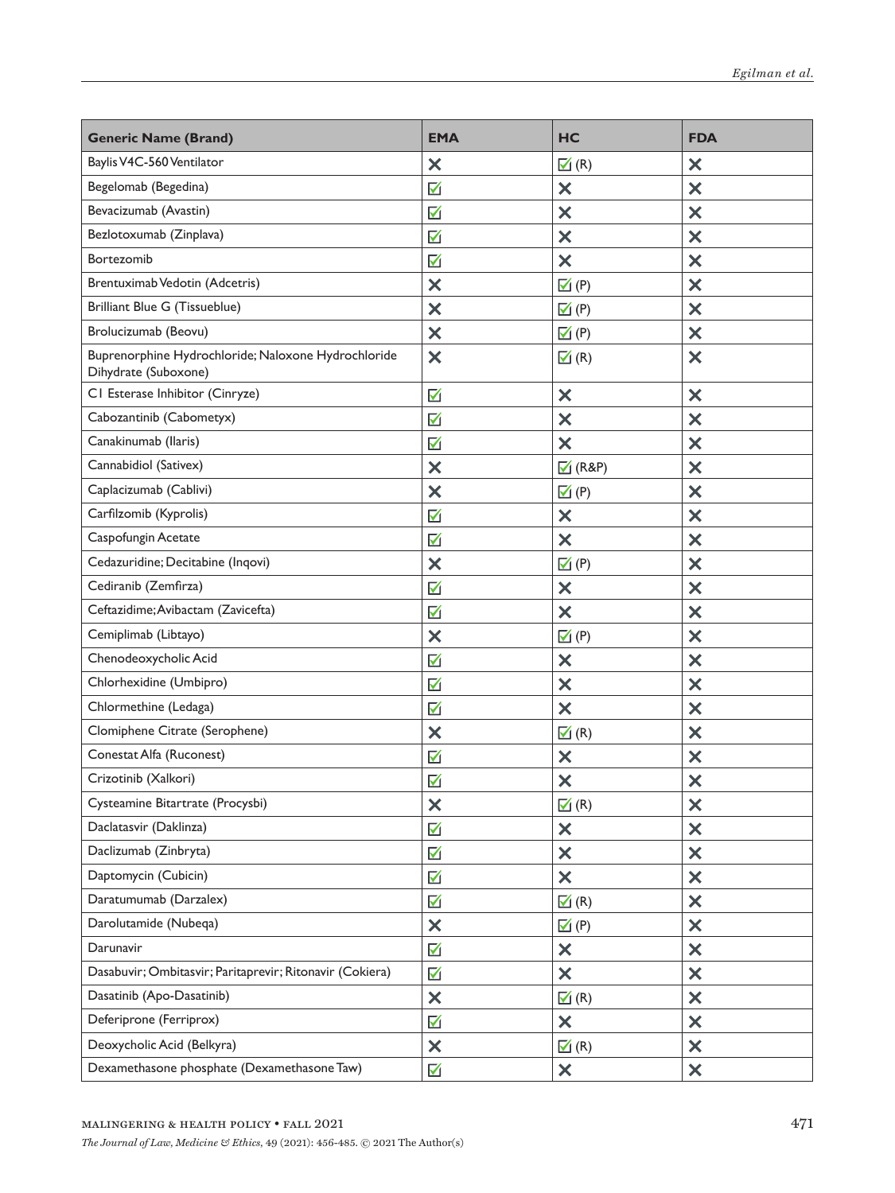| Generic Name (Brand) | EMA | HC | FDA |
|---|---|---|---|
| Baylis V4C-560 Ventilator | ✕ | ☑ (R) | ✕ |
| Begelomab (Begedina) | ☑ | ✕ | ✕ |
| Bevacizumab (Avastin) | ☑ | ✕ | ✕ |
| Bezlotoxumab (Zinplava) | ☑ | ✕ | ✕ |
| Bortezomib | ☑ | ✕ | ✕ |
| Brentuximab Vedotin (Adcetris) | ✕ | ☑ (P) | ✕ |
| Brilliant Blue G (Tissueblue) | ✕ | ☑ (P) | ✕ |
| Brolucizumab (Beovu) | ✕ | ☑ (P) | ✕ |
| Buprenorphine Hydrochloride; Naloxone Hydrochloride Dihydrate (Suboxone) | ✕ | ☑ (R) | ✕ |
| C1 Esterase Inhibitor (Cinryze) | ☑ | ✕ | ✕ |
| Cabozantinib (Cabometyx) | ☑ | ✕ | ✕ |
| Canakinumab (Ilaris) | ☑ | ✕ | ✕ |
| Cannabidiol (Sativex) | ✕ | ☑ (R&P) | ✕ |
| Caplacizumab (Cablivi) | ✕ | ☑ (P) | ✕ |
| Carfilzomib (Kyprolis) | ☑ | ✕ | ✕ |
| Caspofungin Acetate | ☑ | ✕ | ✕ |
| Cedazuridine; Decitabine (Inqovi) | ✕ | ☑ (P) | ✕ |
| Cediranib (Zemfirza) | ☑ | ✕ | ✕ |
| Ceftazidime; Avibactam (Zavicefta) | ☑ | ✕ | ✕ |
| Cemiplimab (Libtayo) | ✕ | ☑ (P) | ✕ |
| Chenodeoxycholic Acid | ☑ | ✕ | ✕ |
| Chlorhexidine (Umbipro) | ☑ | ✕ | ✕ |
| Chlormethine (Ledaga) | ☑ | ✕ | ✕ |
| Clomiphene Citrate (Serophene) | ✕ | ☑ (R) | ✕ |
| Conestat Alfa (Ruconest) | ☑ | ✕ | ✕ |
| Crizotinib (Xalkori) | ☑ | ✕ | ✕ |
| Cysteamine Bitartrate (Procysbi) | ✕ | ☑ (R) | ✕ |
| Daclatasvir (Daklinza) | ☑ | ✕ | ✕ |
| Daclizumab (Zinbryta) | ☑ | ✕ | ✕ |
| Daptomycin (Cubicin) | ☑ | ✕ | ✕ |
| Daratumumab (Darzalex) | ☑ | ☑ (R) | ✕ |
| Darolutamide (Nubeqa) | ✕ | ☑ (P) | ✕ |
| Darunavir | ☑ | ✕ | ✕ |
| Dasabuvir; Ombitasvir; Paritaprevir; Ritonavir (Cokiera) | ☑ | ✕ | ✕ |
| Dasatinib (Apo-Dasatinib) | ✕ | ☑ (R) | ✕ |
| Deferiprone (Ferriprox) | ☑ | ✕ | ✕ |
| Deoxycholic Acid (Belkyra) | ✕ | ☑ (R) | ✕ |
| Dexamethasone phosphate (Dexamethasone Taw) | ☑ | ✕ | ✕ |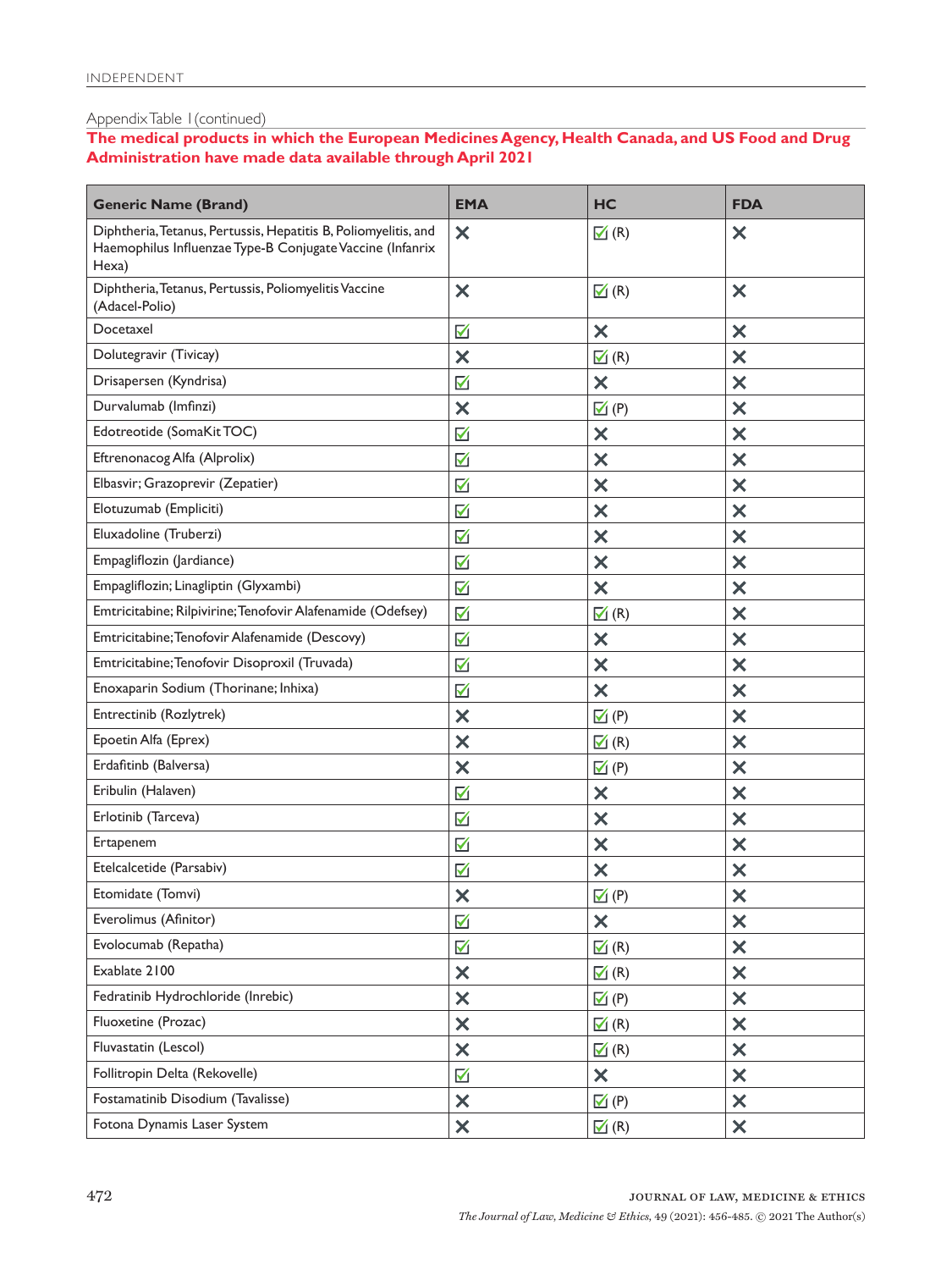Appendix Table 1 (continued)

**The medical products in which the European Medicines Agency, Health Canada, and US Food and Drug Administration have made data available through April 2021**

| Generic Name (Brand) | EMA | HC | FDA |
|---|---|---|---|
| Diphtheria, Tetanus, Pertussis, Hepatitis B, Poliomyelitis, and Haemophilus Influenzae Type-B Conjugate Vaccine (Infanrix Hexa) | ✕ | ☑ (R) | ✕ |
| Diphtheria, Tetanus, Pertussis, Poliomyelitis Vaccine (Adacel-Polio) | ✕ | ☑ (R) | ✕ |
| Docetaxel | ☑ | ✕ | ✕ |
| Dolutegravir (Tivicay) | ✕ | ☑ (R) | ✕ |
| Drisapersen (Kyndrisa) | ☑ | ✕ | ✕ |
| Durvalumab (Imfinzi) | ✕ | ☑ (P) | ✕ |
| Edotreotide (SomaKit TOC) | ☑ | ✕ | ✕ |
| Eftrenonacog Alfa (Alprolix) | ☑ | ✕ | ✕ |
| Elbasvir; Grazoprevir (Zepatier) | ☑ | ✕ | ✕ |
| Elotuzumab (Empliciti) | ☑ | ✕ | ✕ |
| Eluxadoline (Truberzi) | ☑ | ✕ | ✕ |
| Empagliflozin (Jardiance) | ☑ | ✕ | ✕ |
| Empagliflozin; Linagliptin (Glyxambi) | ☑ | ✕ | ✕ |
| Emtricitabine; Rilpivirine; Tenofovir Alafenamide (Odefsey) | ☑ | ☑ (R) | ✕ |
| Emtricitabine; Tenofovir Alafenamide (Descovy) | ☑ | ✕ | ✕ |
| Emtricitabine; Tenofovir Disoproxil (Truvada) | ☑ | ✕ | ✕ |
| Enoxaparin Sodium (Thorinane; Inhixa) | ☑ | ✕ | ✕ |
| Entrectinib (Rozlytrek) | ✕ | ☑ (P) | ✕ |
| Epoetin Alfa (Eprex) | ✕ | ☑ (R) | ✕ |
| Erdafitinb (Balversa) | ✕ | ☑ (P) | ✕ |
| Eribulin (Halaven) | ☑ | ✕ | ✕ |
| Erlotinib (Tarceva) | ☑ | ✕ | ✕ |
| Ertapenem | ☑ | ✕ | ✕ |
| Etelcalcetide (Parsabiv) | ☑ | ✕ | ✕ |
| Etomidate (Tomvi) | ✕ | ☑ (P) | ✕ |
| Everolimus (Afinitor) | ☑ | ✕ | ✕ |
| Evolocumab (Repatha) | ☑ | ☑ (R) | ✕ |
| Exablate 2100 | ✕ | ☑ (R) | ✕ |
| Fedratinib Hydrochloride (Inrebic) | ✕ | ☑ (P) | ✕ |
| Fluoxetine (Prozac) | ✕ | ☑ (R) | ✕ |
| Fluvastatin (Lescol) | ✕ | ☑ (R) | ✕ |
| Follitropin Delta (Rekovelle) | ☑ | ✕ | ✕ |
| Fostamatinib Disodium (Tavalisse) | ✕ | ☑ (P) | ✕ |
| Fotona Dynamis Laser System | ✕ | ☑ (R) | ✕ |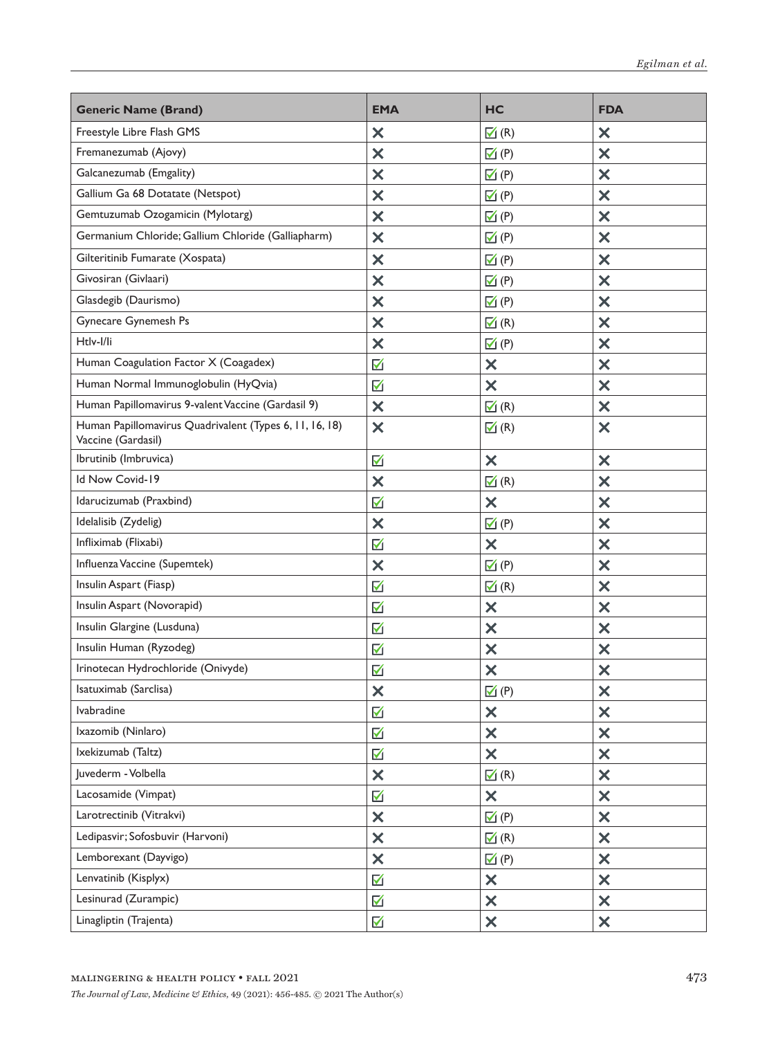| Generic Name (Brand) | EMA | HC | FDA |
| --- | --- | --- | --- |
| Freestyle Libre Flash GMS | ✗ | ☑ (R) | ✗ |
| Fremanezumab (Ajovy) | ✗ | ☑ (P) | ✗ |
| Galcanezumab (Emgality) | ✗ | ☑ (P) | ✗ |
| Gallium Ga 68 Dotatate (Netspot) | ✗ | ☑ (P) | ✗ |
| Gemtuzumab Ozogamicin (Mylotarg) | ✗ | ☑ (P) | ✗ |
| Germanium Chloride; Gallium Chloride (Galliapharm) | ✗ | ☑ (P) | ✗ |
| Gilteritinib Fumarate (Xospata) | ✗ | ☑ (P) | ✗ |
| Givosiran (Givlaari) | ✗ | ☑ (P) | ✗ |
| Glasdegib (Daurismo) | ✗ | ☑ (P) | ✗ |
| Gynecare Gynemesh Ps | ✗ | ☑ (R) | ✗ |
| Htlv-I/Ii | ✗ | ☑ (P) | ✗ |
| Human Coagulation Factor X (Coagadex) | ☑ | ✗ | ✗ |
| Human Normal Immunoglobulin (HyQvia) | ☑ | ✗ | ✗ |
| Human Papillomavirus 9-valent Vaccine (Gardasil 9) | ✗ | ☑ (R) | ✗ |
| Human Papillomavirus Quadrivalent (Types 6, 11, 16, 18) Vaccine (Gardasil) | ✗ | ☑ (R) | ✗ |
| Ibrutinib (Imbruvica) | ☑ | ✗ | ✗ |
| Id Now Covid-19 | ✗ | ☑ (R) | ✗ |
| Idarucizumab (Praxbind) | ☑ | ✗ | ✗ |
| Idelalisib (Zydelig) | ✗ | ☑ (P) | ✗ |
| Infliximab (Flixabi) | ☑ | ✗ | ✗ |
| Influenza Vaccine (Supemtek) | ✗ | ☑ (P) | ✗ |
| Insulin Aspart (Fiasp) | ☑ | ☑ (R) | ✗ |
| Insulin Aspart (Novorapid) | ☑ | ✗ | ✗ |
| Insulin Glargine (Lusduna) | ☑ | ✗ | ✗ |
| Insulin Human (Ryzodeg) | ☑ | ✗ | ✗ |
| Irinotecan Hydrochloride (Onivyde) | ☑ | ✗ | ✗ |
| Isatuximab (Sarclisa) | ✗ | ☑ (P) | ✗ |
| Ivabradine | ☑ | ✗ | ✗ |
| Ixazomib (Ninlaro) | ☑ | ✗ | ✗ |
| Ixekizumab (Taltz) | ☑ | ✗ | ✗ |
| Juvederm - Volbella | ✗ | ☑ (R) | ✗ |
| Lacosamide (Vimpat) | ☑ | ✗ | ✗ |
| Larotrectinib (Vitrakvi) | ✗ | ☑ (P) | ✗ |
| Ledipasvir; Sofosbuvir (Harvoni) | ✗ | ☑ (R) | ✗ |
| Lemborexant (Dayvigo) | ✗ | ☑ (P) | ✗ |
| Lenvatinib (Kisplyx) | ☑ | ✗ | ✗ |
| Lesinurad (Zurampic) | ☑ | ✗ | ✗ |
| Linagliptin (Trajenta) | ☑ | ✗ | ✗ |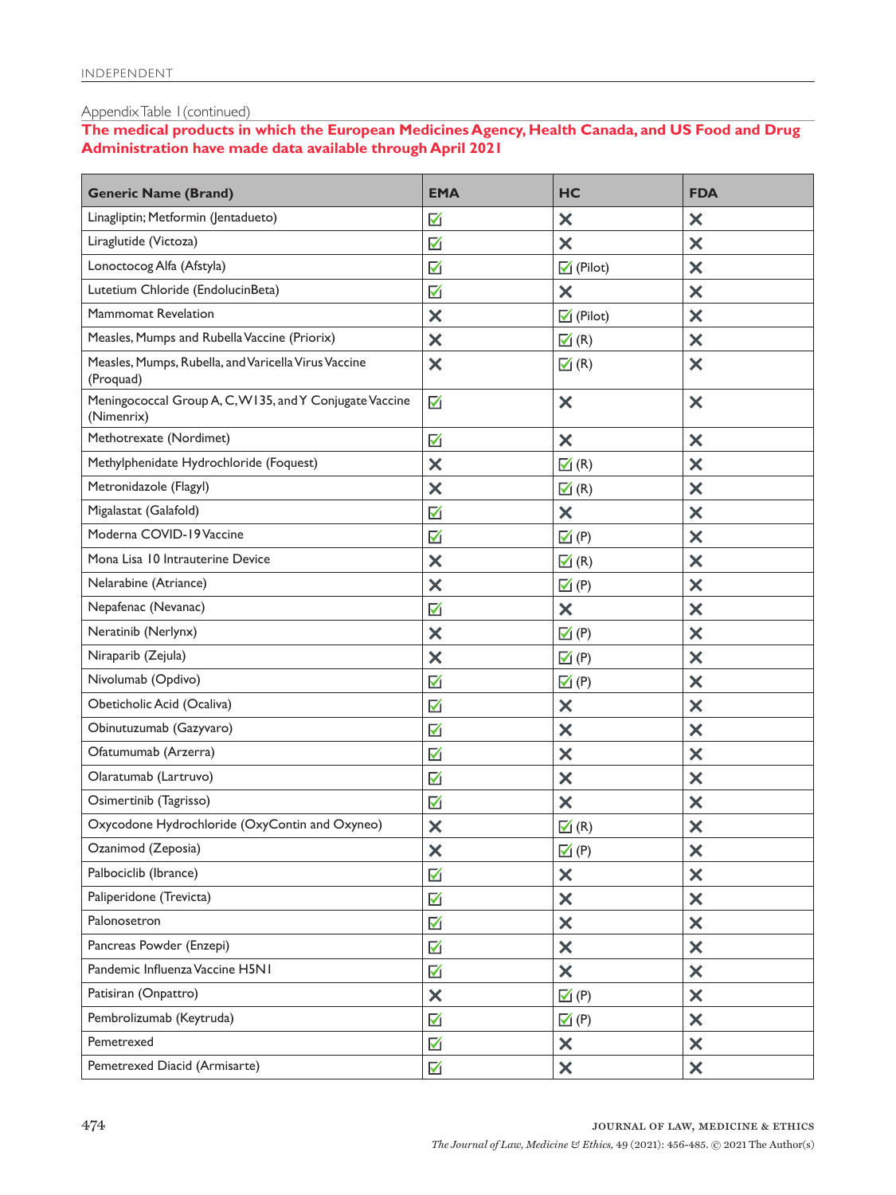Appendix Table 1 (continued)

**The medical products in which the European Medicines Agency, Health Canada, and US Food and Drug Administration have made data available through April 2021**

| Generic Name (Brand) | EMA | HC | FDA |
|---|---|---|---|
| Linagliptin; Metformin (Jentadueto) | ☑ | ✕ | ✕ |
| Liraglutide (Victoza) | ☑ | ✕ | ✕ |
| Lonoctocog Alfa (Afstyla) | ☑ | ☑ (Pilot) | ✕ |
| Lutetium Chloride (EndolucinBeta) | ☑ | ✕ | ✕ |
| Mammomat Revelation | ✕ | ☑ (Pilot) | ✕ |
| Measles, Mumps and Rubella Vaccine (Priorix) | ✕ | ☑ (R) | ✕ |
| Measles, Mumps, Rubella, and Varicella Virus Vaccine (Proquad) | ✕ | ☑ (R) | ✕ |
| Meningococcal Group A, C, W135, and Y Conjugate Vaccine (Nimenrix) | ☑ | ✕ | ✕ |
| Methotrexate (Nordimet) | ☑ | ✕ | ✕ |
| Methylphenidate Hydrochloride (Foquest) | ✕ | ☑ (R) | ✕ |
| Metronidazole (Flagyl) | ✕ | ☑ (R) | ✕ |
| Migalastat (Galafold) | ☑ | ✕ | ✕ |
| Moderna COVID-19 Vaccine | ☑ | ☑ (P) | ✕ |
| Mona Lisa 10 Intrauterine Device | ✕ | ☑ (R) | ✕ |
| Nelarabine (Atriance) | ✕ | ☑ (P) | ✕ |
| Nepafenac (Nevanac) | ☑ | ✕ | ✕ |
| Neratinib (Nerlynx) | ✕ | ☑ (P) | ✕ |
| Niraparib (Zejula) | ✕ | ☑ (P) | ✕ |
| Nivolumab (Opdivo) | ☑ | ☑ (P) | ✕ |
| Obeticholic Acid (Ocaliva) | ☑ | ✕ | ✕ |
| Obinutuzumab (Gazyvaro) | ☑ | ✕ | ✕ |
| Ofatumumab (Arzerra) | ☑ | ✕ | ✕ |
| Olaratumab (Lartruvo) | ☑ | ✕ | ✕ |
| Osimertinib (Tagrisso) | ☑ | ✕ | ✕ |
| Oxycodone Hydrochloride (OxyContin and Oxyneo) | ✕ | ☑ (R) | ✕ |
| Ozanimod (Zeposia) | ✕ | ☑ (P) | ✕ |
| Palbociclib (Ibrance) | ☑ | ✕ | ✕ |
| Paliperidone (Trevicta) | ☑ | ✕ | ✕ |
| Palonosetron | ☑ | ✕ | ✕ |
| Pancreas Powder (Enzepi) | ☑ | ✕ | ✕ |
| Pandemic Influenza Vaccine H5N1 | ☑ | ✕ | ✕ |
| Patisiran (Onpattro) | ✕ | ☑ (P) | ✕ |
| Pembrolizumab (Keytruda) | ☑ | ☑ (P) | ✕ |
| Pemetrexed | ☑ | ✕ | ✕ |
| Pemetrexed Diacid (Armisarte) | ☑ | ✕ | ✕ |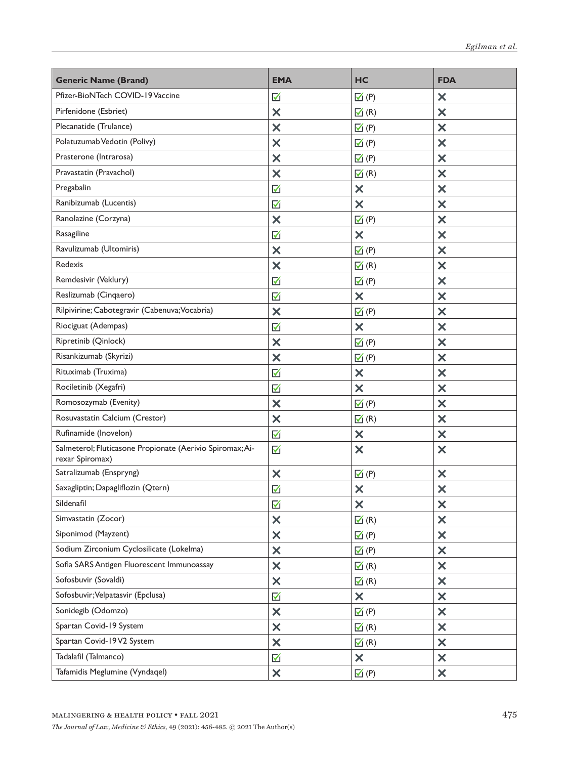| Generic Name (Brand) | EMA | HC | FDA |
|---|---|---|---|
| Pfizer-BioNTech COVID-19 Vaccine | ☑ | ☑ (P) | ✕ |
| Pirfenidone (Esbriet) | ✕ | ☑ (R) | ✕ |
| Plecanatide (Trulance) | ✕ | ☑ (P) | ✕ |
| Polatuzumab Vedotin (Polivy) | ✕ | ☑ (P) | ✕ |
| Prasterone (Intrarosa) | ✕ | ☑ (P) | ✕ |
| Pravastatin (Pravachol) | ✕ | ☑ (R) | ✕ |
| Pregabalin | ☑ | ✕ | ✕ |
| Ranibizumab (Lucentis) | ☑ | ✕ | ✕ |
| Ranolazine (Corzyna) | ✕ | ☑ (P) | ✕ |
| Rasagiline | ☑ | ✕ | ✕ |
| Ravulizumab (Ultomiris) | ✕ | ☑ (P) | ✕ |
| Redexis | ✕ | ☑ (R) | ✕ |
| Remdesivir (Veklury) | ☑ | ☑ (P) | ✕ |
| Reslizumab (Cinqaero) | ☑ | ✕ | ✕ |
| Rilpivirine; Cabotegravir (Cabenuva; Vocabria) | ✕ | ☑ (P) | ✕ |
| Riociguat (Adempas) | ☑ | ✕ | ✕ |
| Ripretinib (Qinlock) | ✕ | ☑ (P) | ✕ |
| Risankizumab (Skyrizi) | ✕ | ☑ (P) | ✕ |
| Rituximab (Truxima) | ☑ | ✕ | ✕ |
| Rociletinib (Xegafri) | ☑ | ✕ | ✕ |
| Romosozymab (Evenity) | ✕ | ☑ (P) | ✕ |
| Rosuvastatin Calcium (Crestor) | ✕ | ☑ (R) | ✕ |
| Rufinamide (Inovelon) | ☑ | ✕ | ✕ |
| Salmeterol; Fluticasone Propionate (Aerivio Spiromax; Airexar Spiromax) | ☑ | ✕ | ✕ |
| Satralizumab (Enspryng) | ✕ | ☑ (P) | ✕ |
| Saxagliptin; Dapagliflozin (Qtern) | ☑ | ✕ | ✕ |
| Sildenafil | ☑ | ✕ | ✕ |
| Simvastatin (Zocor) | ✕ | ☑ (R) | ✕ |
| Siponimod (Mayzent) | ✕ | ☑ (P) | ✕ |
| Sodium Zirconium Cyclosilicate (Lokelma) | ✕ | ☑ (P) | ✕ |
| Sofia SARS Antigen Fluorescent Immunoassay | ✕ | ☑ (R) | ✕ |
| Sofosbuvir (Sovaldi) | ✕ | ☑ (R) | ✕ |
| Sofosbuvir; Velpatasvir (Epclusa) | ☑ | ✕ | ✕ |
| Sonidegib (Odomzo) | ✕ | ☑ (P) | ✕ |
| Spartan Covid-19 System | ✕ | ☑ (R) | ✕ |
| Spartan Covid-19 V2 System | ✕ | ☑ (R) | ✕ |
| Tadalafil (Talmanco) | ☑ | ✕ | ✕ |
| Tafamidis Meglumine (Vyndaqel) | ✕ | ☑ (P) | ✕ |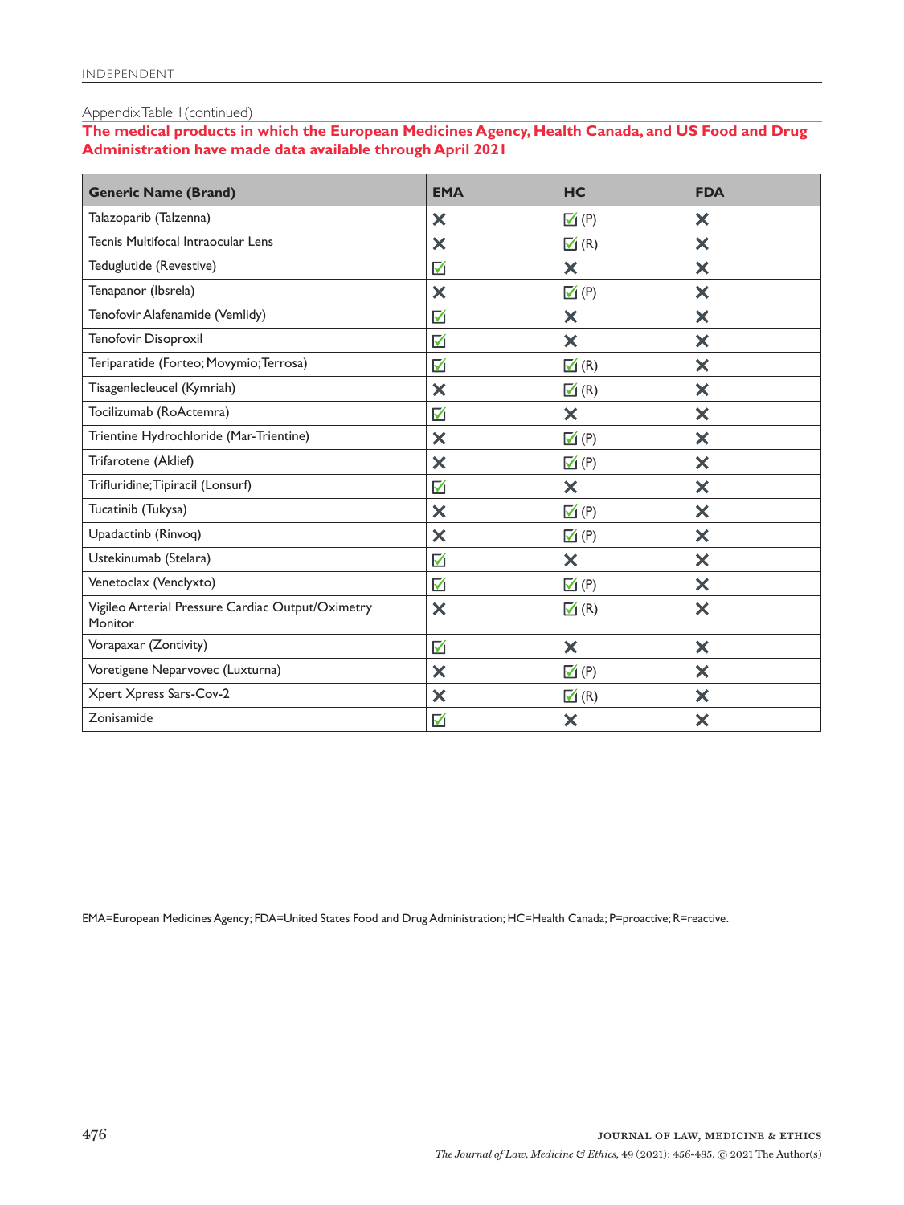Appendix Table 1 (continued)

**The medical products in which the European Medicines Agency, Health Canada, and US Food and Drug Administration have made data available through April 2021**

| Generic Name (Brand) | EMA | HC | FDA |
|---|---|---|---|
| Talazoparib (Talzenna) | ✗ | ☑ (P) | ✗ |
| Tecnis Multifocal Intraocular Lens | ✗ | ☑ (R) | ✗ |
| Teduglutide (Revestive) | ☑ | ✗ | ✗ |
| Tenapanor (Ibsrela) | ✗ | ☑ (P) | ✗ |
| Tenofovir Alafenamide (Vemlidy) | ☑ | ✗ | ✗ |
| Tenofovir Disoproxil | ☑ | ✗ | ✗ |
| Teriparatide (Forteo; Movymio; Terrosa) | ☑ | ☑ (R) | ✗ |
| Tisagenlecleucel (Kymriah) | ✗ | ☑ (R) | ✗ |
| Tocilizumab (RoActemra) | ☑ | ✗ | ✗ |
| Trientine Hydrochloride (Mar-Trientine) | ✗ | ☑ (P) | ✗ |
| Trifarotene (Aklief) | ✗ | ☑ (P) | ✗ |
| Trifluridine; Tipiracil (Lonsurf) | ☑ | ✗ | ✗ |
| Tucatinib (Tukysa) | ✗ | ☑ (P) | ✗ |
| Upadactinb (Rinvoq) | ✗ | ☑ (P) | ✗ |
| Ustekinumab (Stelara) | ☑ | ✗ | ✗ |
| Venetoclax (Venclyxto) | ☑ | ☑ (P) | ✗ |
| Vigileo Arterial Pressure Cardiac Output/Oximetry Monitor | ✗ | ☑ (R) | ✗ |
| Vorapaxar (Zontivity) | ☑ | ✗ | ✗ |
| Voretigene Neparvovec (Luxturna) | ✗ | ☑ (P) | ✗ |
| Xpert Xpress Sars-Cov-2 | ✗ | ☑ (R) | ✗ |
| Zonisamide | ☑ | ✗ | ✗ |

EMA=European Medicines Agency; FDA=United States Food and Drug Administration; HC=Health Canada; P=proactive; R=reactive.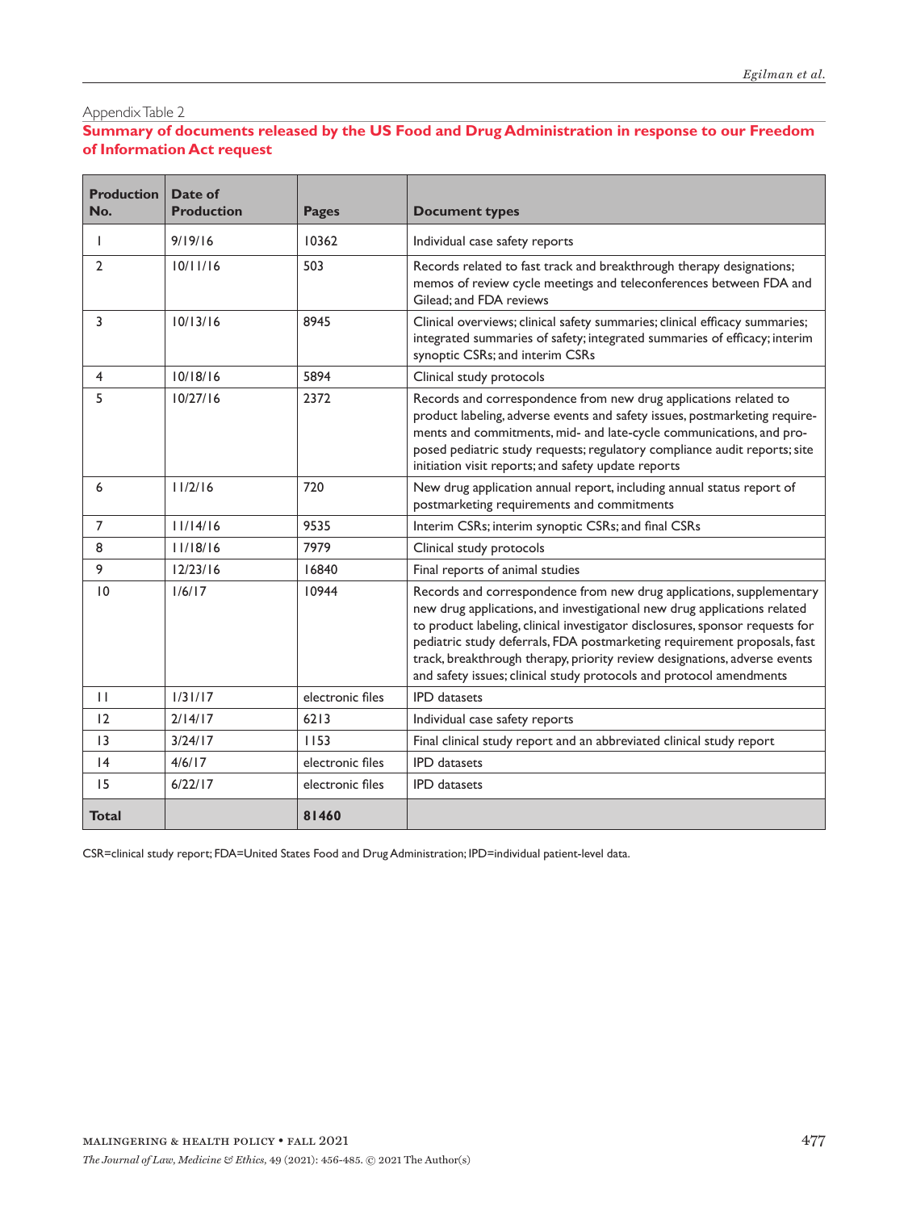Appendix Table 2

## Summary of documents released by the US Food and Drug Administration in response to our Freedom of Information Act request

| Production No. | Date of Production | Pages | Document types |
|---|---|---|---|
| 1 | 9/19/16 | 10362 | Individual case safety reports |
| 2 | 10/11/16 | 503 | Records related to fast track and breakthrough therapy designations; memos of review cycle meetings and teleconferences between FDA and Gilead; and FDA reviews |
| 3 | 10/13/16 | 8945 | Clinical overviews; clinical safety summaries; clinical efficacy summaries; integrated summaries of safety; integrated summaries of efficacy; interim synoptic CSRs; and interim CSRs |
| 4 | 10/18/16 | 5894 | Clinical study protocols |
| 5 | 10/27/16 | 2372 | Records and correspondence from new drug applications related to product labeling, adverse events and safety issues, postmarketing requirements and commitments, mid- and late-cycle communications, and proposed pediatric study requests; regulatory compliance audit reports; site initiation visit reports; and safety update reports |
| 6 | 11/2/16 | 720 | New drug application annual report, including annual status report of postmarketing requirements and commitments |
| 7 | 11/14/16 | 9535 | Interim CSRs; interim synoptic CSRs; and final CSRs |
| 8 | 11/18/16 | 7979 | Clinical study protocols |
| 9 | 12/23/16 | 16840 | Final reports of animal studies |
| 10 | 1/6/17 | 10944 | Records and correspondence from new drug applications, supplementary new drug applications, and investigational new drug applications related to product labeling, clinical investigator disclosures, sponsor requests for pediatric study deferrals, FDA postmarketing requirement proposals, fast track, breakthrough therapy, priority review designations, adverse events and safety issues; clinical study protocols and protocol amendments |
| 11 | 1/31/17 | electronic files | IPD datasets |
| 12 | 2/14/17 | 6213 | Individual case safety reports |
| 13 | 3/24/17 | 1153 | Final clinical study report and an abbreviated clinical study report |
| 14 | 4/6/17 | electronic files | IPD datasets |
| 15 | 6/22/17 | electronic files | IPD datasets |
| **Total** | | **81460** | |

CSR=clinical study report; FDA=United States Food and Drug Administration; IPD=individual patient-level data.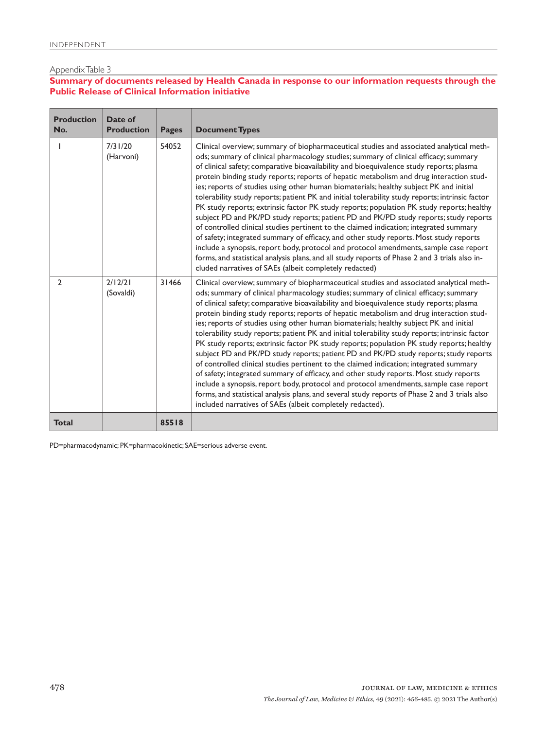Appendix Table 3

**Summary of documents released by Health Canada in response to our information requests through the Public Release of Clinical Information initiative**

| Production No. | Date of Production | Pages | Document Types |
|---|---|---|---|
| 1 | 7/31/20 (Harvoni) | 54052 | Clinical overview; summary of biopharmaceutical studies and associated analytical methods; summary of clinical pharmacology studies; summary of clinical efficacy; summary of clinical safety; comparative bioavailability and bioequivalence study reports; plasma protein binding study reports; reports of hepatic metabolism and drug interaction studies; reports of studies using other human biomaterials; healthy subject PK and initial tolerability study reports; patient PK and initial tolerability study reports; intrinsic factor PK study reports; extrinsic factor PK study reports; population PK study reports; healthy subject PD and PK/PD study reports; patient PD and PK/PD study reports; study reports of controlled clinical studies pertinent to the claimed indication; integrated summary of safety; integrated summary of efficacy, and other study reports. Most study reports include a synopsis, report body, protocol and protocol amendments, sample case report forms, and statistical analysis plans, and all study reports of Phase 2 and 3 trials also included narratives of SAEs (albeit completely redacted) |
| 2 | 2/12/21 (Sovaldi) | 31466 | Clinical overview; summary of biopharmaceutical studies and associated analytical methods; summary of clinical pharmacology studies; summary of clinical efficacy; summary of clinical safety; comparative bioavailability and bioequivalence study reports; plasma protein binding study reports; reports of hepatic metabolism and drug interaction studies; reports of studies using other human biomaterials; healthy subject PK and initial tolerability study reports; patient PK and initial tolerability study reports; intrinsic factor PK study reports; extrinsic factor PK study reports; population PK study reports; healthy subject PD and PK/PD study reports; patient PD and PK/PD study reports; study reports of controlled clinical studies pertinent to the claimed indication; integrated summary of safety; integrated summary of efficacy, and other study reports. Most study reports include a synopsis, report body, protocol and protocol amendments, sample case report forms, and statistical analysis plans, and several study reports of Phase 2 and 3 trials also included narratives of SAEs (albeit completely redacted). |
| **Total** | | **85518** | |

PD=pharmacodynamic; PK=pharmacokinetic; SAE=serious adverse event.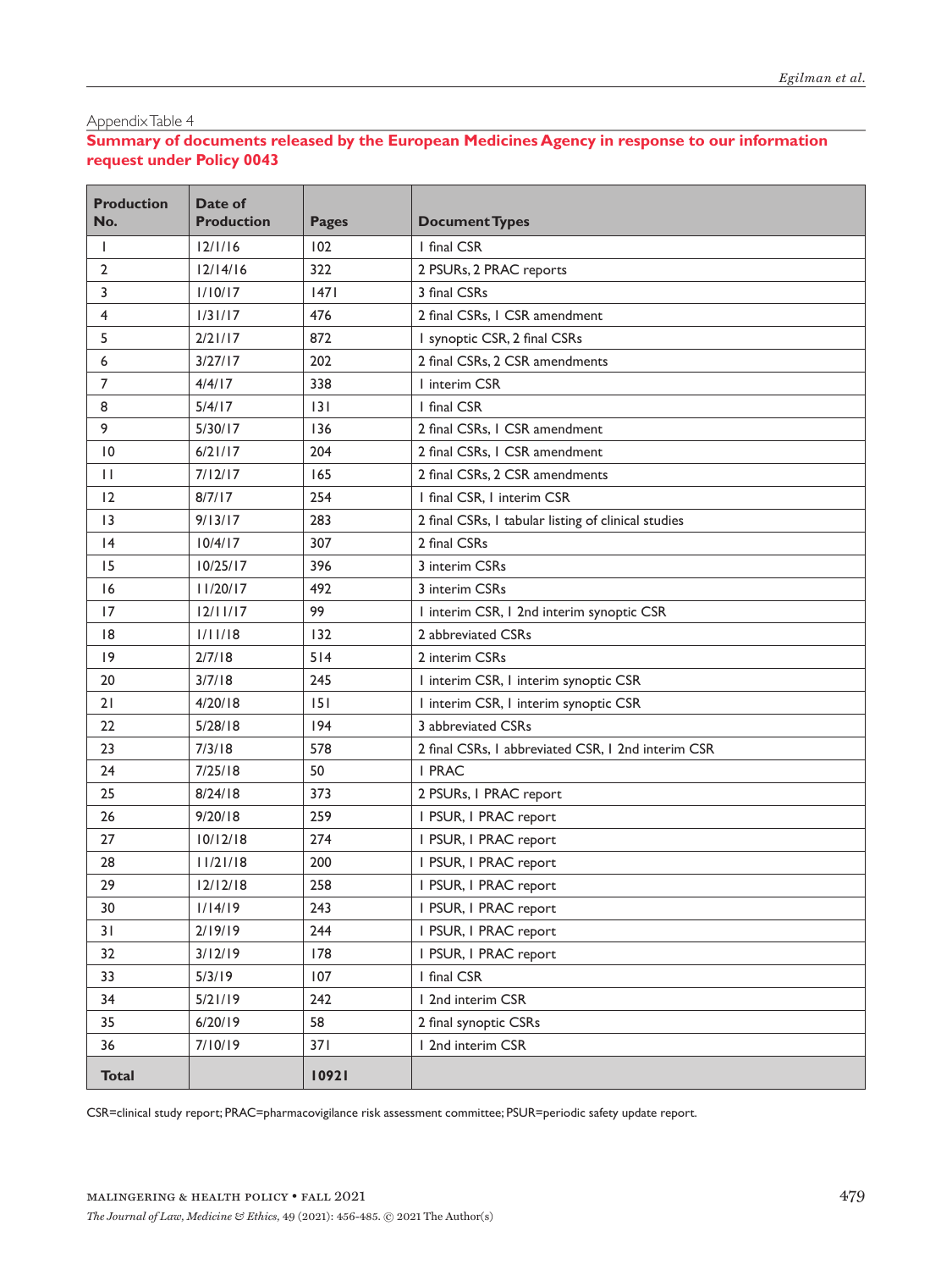Appendix Table 4

**Summary of documents released by the European Medicines Agency in response to our information request under Policy 0043**

| Production No. | Date of Production | Pages | Document Types |
|---|---|---|---|
| 1 | 12/1/16 | 102 | 1 final CSR |
| 2 | 12/14/16 | 322 | 2 PSURs, 2 PRAC reports |
| 3 | 1/10/17 | 1471 | 3 final CSRs |
| 4 | 1/31/17 | 476 | 2 final CSRs, 1 CSR amendment |
| 5 | 2/21/17 | 872 | 1 synoptic CSR, 2 final CSRs |
| 6 | 3/27/17 | 202 | 2 final CSRs, 2 CSR amendments |
| 7 | 4/4/17 | 338 | 1 interim CSR |
| 8 | 5/4/17 | 131 | 1 final CSR |
| 9 | 5/30/17 | 136 | 2 final CSRs, 1 CSR amendment |
| 10 | 6/21/17 | 204 | 2 final CSRs, 1 CSR amendment |
| 11 | 7/12/17 | 165 | 2 final CSRs, 2 CSR amendments |
| 12 | 8/7/17 | 254 | 1 final CSR, 1 interim CSR |
| 13 | 9/13/17 | 283 | 2 final CSRs, 1 tabular listing of clinical studies |
| 14 | 10/4/17 | 307 | 2 final CSRs |
| 15 | 10/25/17 | 396 | 3 interim CSRs |
| 16 | 11/20/17 | 492 | 3 interim CSRs |
| 17 | 12/11/17 | 99 | 1 interim CSR, 1 2nd interim synoptic CSR |
| 18 | 1/11/18 | 132 | 2 abbreviated CSRs |
| 19 | 2/7/18 | 514 | 2 interim CSRs |
| 20 | 3/7/18 | 245 | 1 interim CSR, 1 interim synoptic CSR |
| 21 | 4/20/18 | 151 | 1 interim CSR, 1 interim synoptic CSR |
| 22 | 5/28/18 | 194 | 3 abbreviated CSRs |
| 23 | 7/3/18 | 578 | 2 final CSRs, 1 abbreviated CSR, 1 2nd interim CSR |
| 24 | 7/25/18 | 50 | 1 PRAC |
| 25 | 8/24/18 | 373 | 2 PSURs, 1 PRAC report |
| 26 | 9/20/18 | 259 | 1 PSUR, 1 PRAC report |
| 27 | 10/12/18 | 274 | 1 PSUR, 1 PRAC report |
| 28 | 11/21/18 | 200 | 1 PSUR, 1 PRAC report |
| 29 | 12/12/18 | 258 | 1 PSUR, 1 PRAC report |
| 30 | 1/14/19 | 243 | 1 PSUR, 1 PRAC report |
| 31 | 2/19/19 | 244 | 1 PSUR, 1 PRAC report |
| 32 | 3/12/19 | 178 | 1 PSUR, 1 PRAC report |
| 33 | 5/3/19 | 107 | 1 final CSR |
| 34 | 5/21/19 | 242 | 1 2nd interim CSR |
| 35 | 6/20/19 | 58 | 2 final synoptic CSRs |
| 36 | 7/10/19 | 371 | 1 2nd interim CSR |
| **Total** | | **10921** | |

CSR=clinical study report; PRAC=pharmacovigilance risk assessment committee; PSUR=periodic safety update report.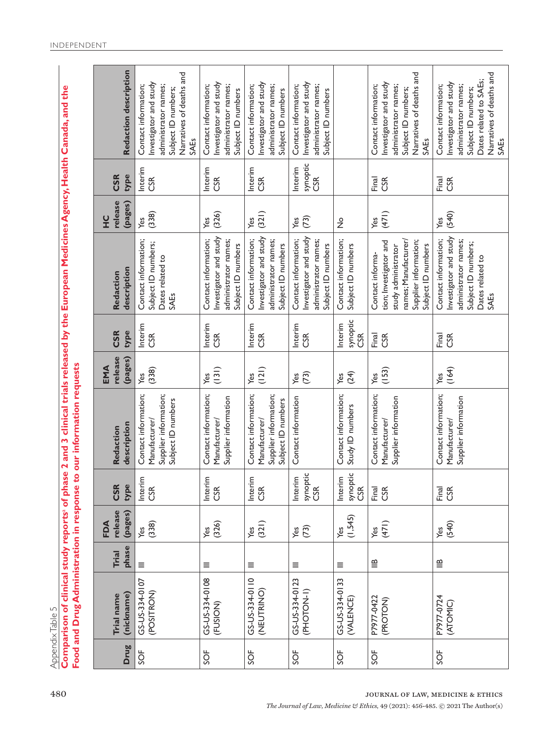Appendix Table 5

**Comparison of clinical study reports[a] of phase 2 and 3 clinical trials released by the European Medicines Agency, Health Canada, and the Food and Drug Administration in response to our information requests**

| Drug | Trial name (nickname) | Trial phase | FDA release (pages) | CSR type | Redaction description | EMA release (pages) | CSR type | Redaction description | HC release (pages) | CSR type | Redaction description |
|---|---|---|---|---|---|---|---|---|---|---|---|
| SOF | GS-US-334-0107 (POSITRON) | III | Yes (338) | Interim CSR | Contact information; Manufacturer/ Supplier information; Subject ID numbers | Yes (338) | Interim CSR | Contact information; Subject ID numbers; Dates related to SAEs | Yes (338) | Interim CSR | Contact information; Investigator and study administrator names; Subject ID numbers; Narratives of deaths and SAEs |
| SOF | GS-US-334-0108 (FUSION) | III | Yes (326) | Interim CSR | Contact information; Manufacturer/ Supplier information | Yes (131) | Interim CSR | Contact information; Investigator and study administrator names; Subject ID numbers | Yes (326) | Interim CSR | Contact information; Investigator and study administrator names; Subject ID numbers |
| SOF | GS-US-334-0110 (NEUTRINO) | III | Yes (321) | Interim CSR | Contact information; Manufacturer/ Supplier information; Subject ID numbers | Yes (121) | Interim CSR | Contact information; Investigator and study administrator names; Subject ID numbers | Yes (321) | Interim CSR | Contact information; Investigator and study administrator names; Subject ID numbers |
| SOF | GS-US-334-0123 (PHOTON-1) | III | Yes (73) | Interim synoptic CSR | Contact information | Yes (73) | Interim CSR | Contact information; Investigator and study administrator names; Subject ID numbers | Yes (73) | Interim synoptic CSR | Contact information; Investigator and study administrator names; Subject ID numbers |
| SOF | GS-US-334-0133 (VALENCE) | III | Yes (1,545) | Interim synoptic CSR | Contact information; Study ID numbers | Yes (24) | Interim synoptic CSR | Contact information; Subject ID numbers | No | | |
| SOF | P7977-0422 (PROTON) | IIB | Yes (471) | Final CSR | Contact information; Manufacturer/ Supplier information | Yes (153) | Final CSR | Contact information; Investigator and study administrator names; Manufacturer/ Supplier information; Subject ID numbers | Yes (471) | Final CSR | Contact information; Investigator and study administrator names; Subject ID numbers; Narratives of deaths and SAEs |
| SOF | P7977-0724 (ATOMIC) | IIB | Yes (540) | Final CSR | Contact information; Manufacturer/ Supplier information | Yes (164) | Final CSR | Contact information; Investigator and study administrator names; Subject ID numbers; Dates related to SAEs | Yes (540) | Final CSR | Contact information; Investigator and study administrator names; Subject ID numbers; Dates related to SAEs; Narratives of deaths and SAEs |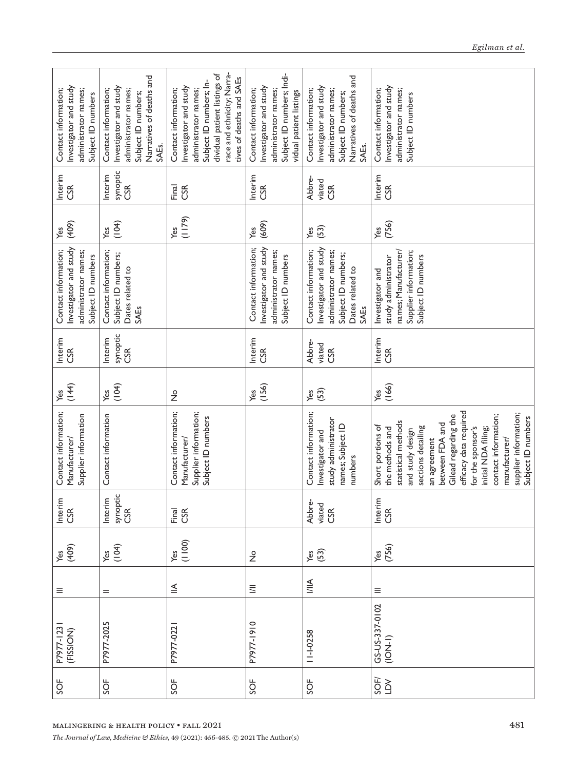| | | | | | | | | | | | |
|---|---|---|---|---|---|---|---|---|---|---|---|
| SOF | P7977-1231 (FISSION) | III | Yes (409) | Interim CSR | Contact information; Manufacturer/ Supplier information | Yes (144) | Interim CSR | Contact information; Investigator and study administrator names; Subject ID numbers | Yes (409) | Interim CSR | Contact information; Investigator and study administrator names; Subject ID numbers |
| SOF | P7977-2025 | II | Yes (104) | Interim synoptic CSR | Contact information | Yes (104) | Interim synoptic CSR | Contact information; Subject ID numbers; Dates related to SAEs | Yes (104) | Interim synoptic CSR | Contact information; Investigator and study administrator names; Subject ID numbers; Narratives of deaths and SAEs. |
| SOF | P7977-0221 | IIA | Yes (1100) | Final CSR | Contact information; Manufacturer/ Supplier information; Subject ID numbers | No | | | Yes (1179) | Final CSR | Contact information; Investigator and study administrator names; Subject ID numbers; Individual patient listings of race and ethnicity; Narratives of deaths and SAEs |
| SOF | P7977-1910 | I/II | No | | | Yes (156) | Interim CSR | Contact information; Investigator and study administrator names; Subject ID numbers | Yes (609) | Interim CSR | Contact information; Investigator and study administrator names; Subject ID numbers; Individual patient listings |
| SOF | 11-I-0258 | I/IIA | Yes (53) | Abbreviated CSR | Contact information; Investigator and study administrator names; Subject ID numbers | Yes (53) | Abbreviated CSR | Contact information; Investigator and study administrator names; Subject ID numbers; Dates related to SAEs | Yes (53) | Abbreviated CSR | Contact information; Investigator and study administrator names; Subject ID numbers; Narratives of deaths and SAEs. |
| SOF/ LDV | GS-US-337-0102 (ION-1) | III | Yes (756) | Interim CSR | Short portions of the methods and statistical methods and study design sections detailing an agreement between FDA and Gilead regarding the efficacy data required for the sponsor's initial NDA filing; contact information; manufacturer/ supplier information; Subject ID numbers | Yes (166) | Interim CSR | Investigator and study administrator names; Manufacturer/ Supplier information; Subject ID numbers | Yes (756) | Interim CSR | Contact information; Investigator and study administrator names; Subject ID numbers |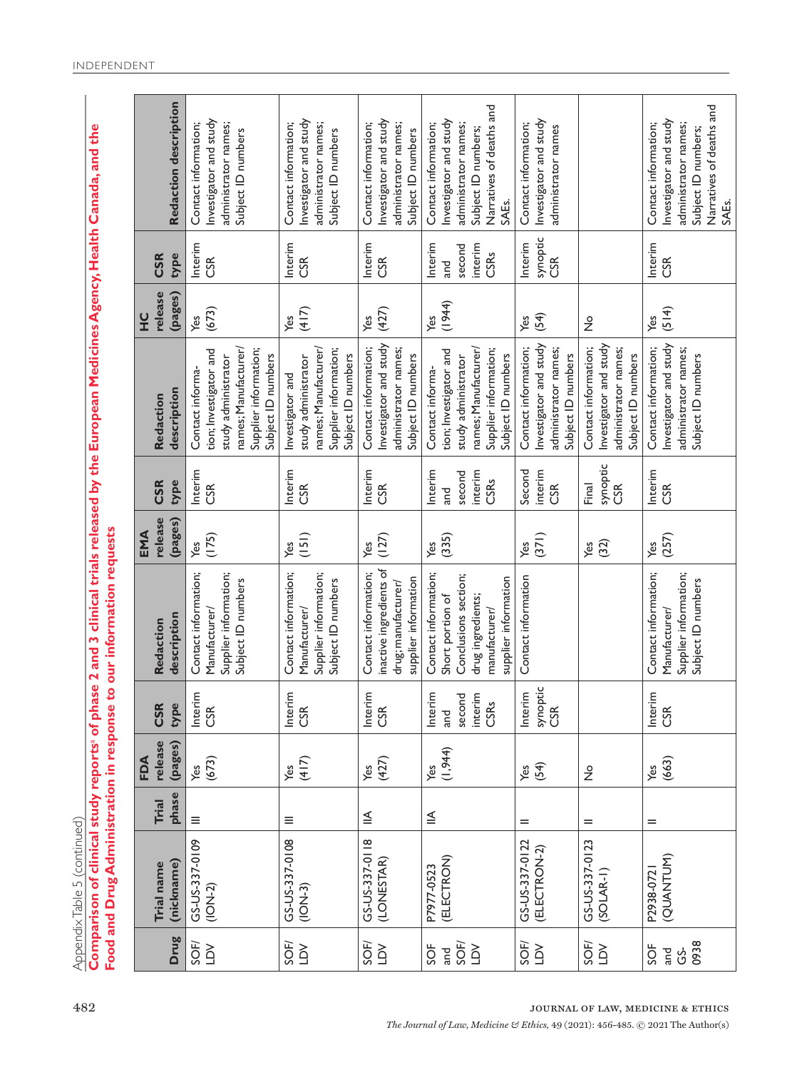Appendix Table 5 (continued)

**Comparison of clinical study reports[a] of phase 2 and 3 clinical trials released by the European Medicines Agency, Health Canada, and the Food and Drug Administration in response to our information requests**

| Drug | Trial name (nickname) | Trial phase | FDA release (pages) | CSR type | Redaction description | EMA release (pages) | CSR type | Redaction description | HC release (pages) | CSR type | Redaction description |
|---|---|---|---|---|---|---|---|---|---|---|---|
| SOF/LDV | GS-US-337-0109 (ION-2) | III | Yes (673) | Interim CSR | Contact information; Manufacturer/Supplier information; Subject ID numbers | Yes (175) | Interim CSR | Contact information; Investigator and study administrator names; Manufacturer/Supplier information; Subject ID numbers | Yes (673) | Interim CSR | Contact information; Investigator and study administrator names; Subject ID numbers |
| SOF/LDV | GS-US-337-0108 (ION-3) | III | Yes (417) | Interim CSR | Contact information; Manufacturer/Supplier information; Subject ID numbers | Yes (151) | Interim CSR | Investigator and study administrator names; Manufacturer/Supplier information; Subject ID numbers | Yes (417) | Interim CSR | Contact information; Investigator and study administrator names; Subject ID numbers |
| SOF/LDV | GS-US-337-0118 (LONESTAR) | IIA | Yes (427) | Interim CSR | Contact information; inactive ingredients of drug; manufacturer/supplier information | Yes (127) | Interim CSR | Contact information; Investigator and study administrator names; Subject ID numbers | Yes (427) | Interim CSR | Contact information; Investigator and study administrator names; Subject ID numbers |
| SOF and SOF/LDV | P7977-0523 (ELECTRON) | IIA | Yes (1,944) | Interim and second interim CSRs | Contact information; Short portion of Conclusions section; drug ingredients; manufacturer/supplier information | Yes (335) | Interim and second interim CSRs | Contact information; Investigator and study administrator names; Manufacturer/Supplier information; Subject ID numbers | Yes (1944) | Interim and second interim CSRs | Contact information; Investigator and study administrator names; Subject ID numbers; Narratives of deaths and SAEs. |
| SOF/LDV | GS-US-337-0122 (ELECTRON-2) | II | Yes (54) | Interim synoptic CSR | Contact information | Yes (371) | Second interim CSR | Contact information; Investigator and study administrator names; Subject ID numbers | Yes (54) | Interim synoptic CSR | Contact information; Investigator and study administrator names |
| SOF/LDV | GS-US-337-0123 (SOLAR-1) | II | No | | | Yes (32) | Final synoptic CSR | Contact information; Investigator and study administrator names; Subject ID numbers | No | | |
| SOF and GS-0938 | P2938-0721 (QUANTUM) | II | Yes (663) | Interim CSR | Contact information; Manufacturer/Supplier information; Subject ID numbers | Yes (257) | Interim CSR | Contact information; Investigator and study administrator names; Subject ID numbers | Yes (514) | Interim CSR | Contact information; Investigator and study administrator names; Subject ID numbers; Narratives of deaths and SAEs. |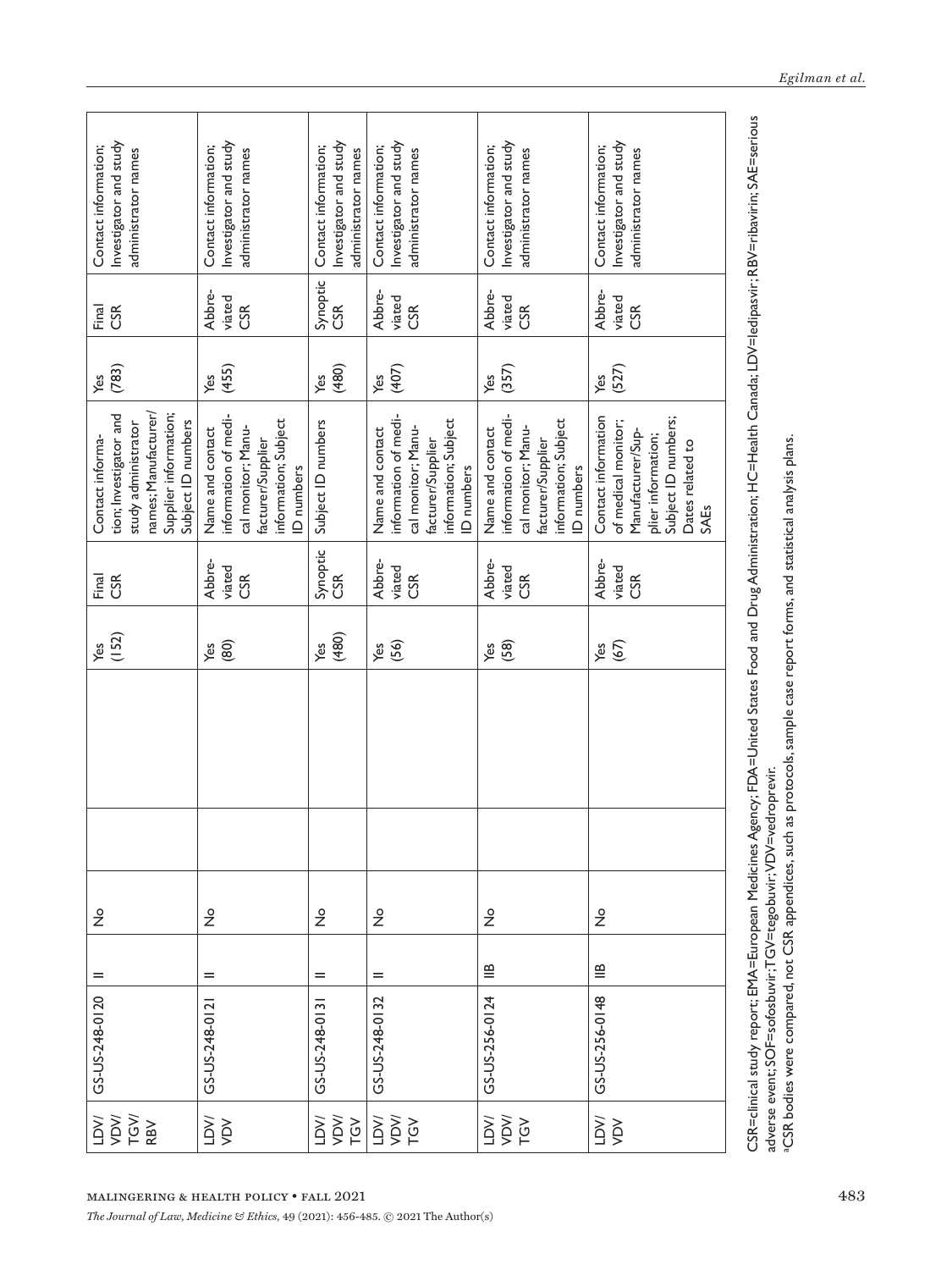| | | | | | | | | | | | |
|---|---|---|---|---|---|---|---|---|---|---|---|
| LDV/VDV/TGV/RBV | GS-US-248-0120 | II | No | | | Yes (152) | Final CSR | Contact information; Investigator and study administrator names; Manufacturer/Supplier information; Subject ID numbers | Yes (783) | Final CSR | Contact information; Investigator and study administrator names |
| LDV/VDV | GS-US-248-0121 | II | No | | | Yes (80) | Abbreviated CSR | Name and contact information of medical monitor; Manufacturer/Supplier information; Subject ID numbers | Yes (455) | Abbreviated CSR | Contact information; Investigator and study administrator names |
| LDV/VDV/TGV | GS-US-248-0131 | II | No | | | Yes (480) | Synoptic CSR | Subject ID numbers | Yes (480) | Synoptic CSR | Contact information; Investigator and study administrator names |
| LDV/VDV/TGV | GS-US-248-0132 | II | No | | | Yes (56) | Abbreviated CSR | Name and contact information of medical monitor; Manufacturer/Supplier information; Subject ID numbers | Yes (407) | Abbreviated CSR | Contact information; Investigator and study administrator names |
| LDV/VDV/TGV | GS-US-256-0124 | IIB | No | | | Yes (58) | Abbreviated CSR | Name and contact information of medical monitor; Manufacturer/Supplier information; Subject ID numbers | Yes (357) | Abbreviated CSR | Contact information; Investigator and study administrator names |
| LDV/VDV | GS-US-256-0148 | IIB | No | | | Yes (67) | Abbreviated CSR | Contact information of medical monitor; Manufacturer/Supplier information; Subject ID numbers; Dates related to SAEs | Yes (527) | Abbreviated CSR | Contact information; Investigator and study administrator names |

CSR=clinical study report; EMA=European Medicines Agency; FDA=United States Food and Drug Administration; HC=Health Canada; LDV=ledipasvir; RBV=ribavirin; SAE=serious adverse event; SOF=sofosbuvir; TGV=tegobuvir; VDV=vedroprevir.

[a]CSR bodies were compared, not CSR appendices, such as protocols, sample case report forms, and statistical analysis plans.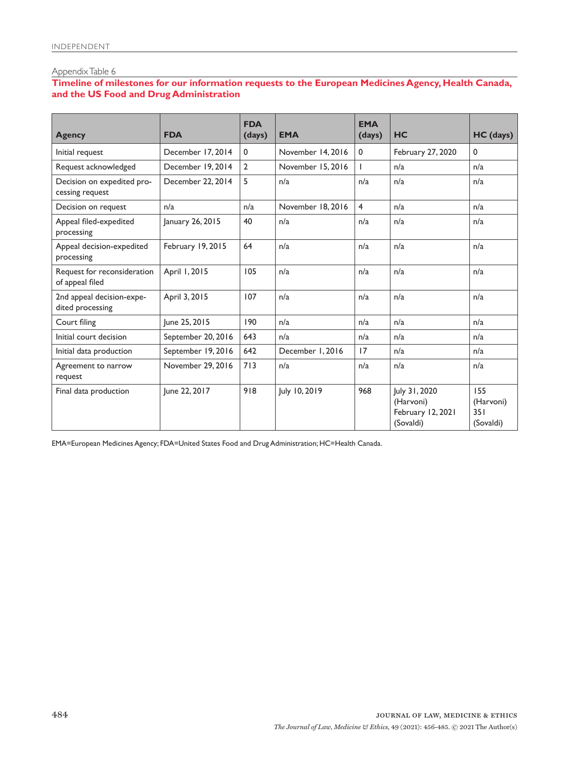Appendix Table 6

**Timeline of milestones for our information requests to the European Medicines Agency, Health Canada, and the US Food and Drug Administration**

| Agency | FDA | FDA (days) | EMA | EMA (days) | HC | HC (days) |
|---|---|---|---|---|---|---|
| Initial request | December 17, 2014 | 0 | November 14, 2016 | 0 | February 27, 2020 | 0 |
| Request acknowledged | December 19, 2014 | 2 | November 15, 2016 | 1 | n/a | n/a |
| Decision on expedited processing request | December 22, 2014 | 5 | n/a | n/a | n/a | n/a |
| Decision on request | n/a | n/a | November 18, 2016 | 4 | n/a | n/a |
| Appeal filed-expedited processing | January 26, 2015 | 40 | n/a | n/a | n/a | n/a |
| Appeal decision-expedited processing | February 19, 2015 | 64 | n/a | n/a | n/a | n/a |
| Request for reconsideration of appeal filed | April 1, 2015 | 105 | n/a | n/a | n/a | n/a |
| 2nd appeal decision-expedited processing | April 3, 2015 | 107 | n/a | n/a | n/a | n/a |
| Court filing | June 25, 2015 | 190 | n/a | n/a | n/a | n/a |
| Initial court decision | September 20, 2016 | 643 | n/a | n/a | n/a | n/a |
| Initial data production | September 19, 2016 | 642 | December 1, 2016 | 17 | n/a | n/a |
| Agreement to narrow request | November 29, 2016 | 713 | n/a | n/a | n/a | n/a |
| Final data production | June 22, 2017 | 918 | July 10, 2019 | 968 | July 31, 2020 (Harvoni) February 12, 2021 (Sovaldi) | 155 (Harvoni) 351 (Sovaldi) |

EMA=European Medicines Agency; FDA=United States Food and Drug Administration; HC=Health Canada.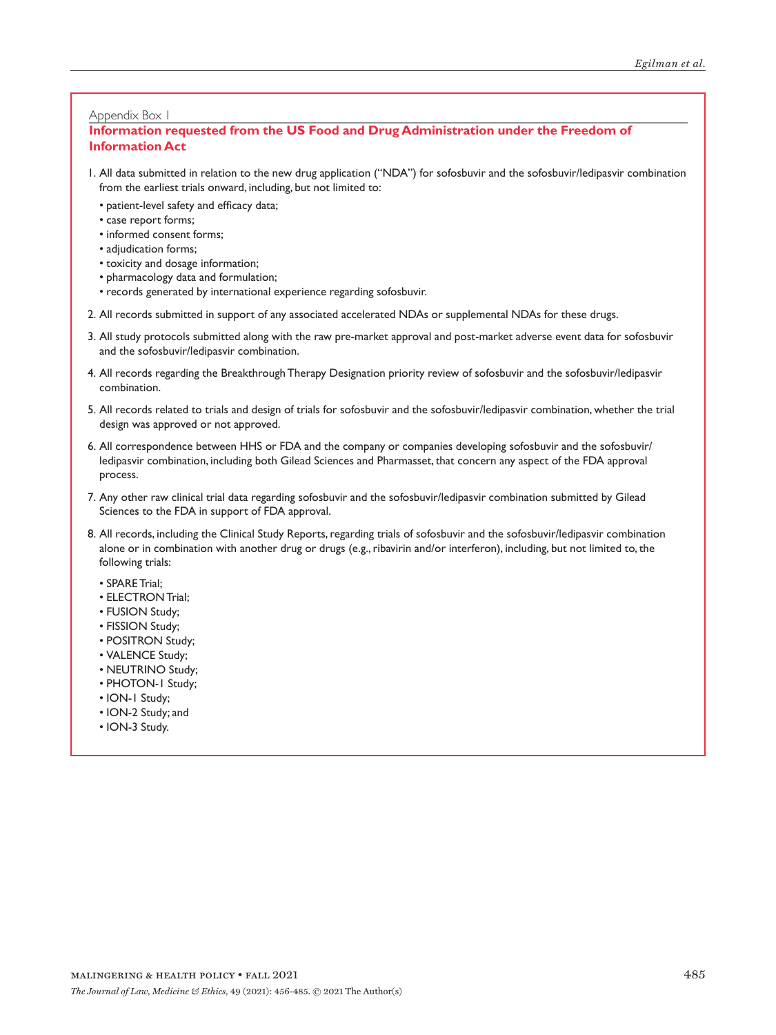Appendix Box 1

**Information requested from the US Food and Drug Administration under the Freedom of Information Act**

1. All data submitted in relation to the new drug application ("NDA") for sofosbuvir and the sofosbuvir/ledipasvir combination from the earliest trials onward, including, but not limited to:
   - patient-level safety and efficacy data;
   - case report forms;
   - informed consent forms;
   - adjudication forms;
   - toxicity and dosage information;
   - pharmacology data and formulation;
   - records generated by international experience regarding sofosbuvir.
2. All records submitted in support of any associated accelerated NDAs or supplemental NDAs for these drugs.
3. All study protocols submitted along with the raw pre-market approval and post-market adverse event data for sofosbuvir and the sofosbuvir/ledipasvir combination.
4. All records regarding the Breakthrough Therapy Designation priority review of sofosbuvir and the sofosbuvir/ledipasvir combination.
5. All records related to trials and design of trials for sofosbuvir and the sofosbuvir/ledipasvir combination, whether the trial design was approved or not approved.
6. All correspondence between HHS or FDA and the company or companies developing sofosbuvir and the sofosbuvir/ledipasvir combination, including both Gilead Sciences and Pharmasset, that concern any aspect of the FDA approval process.
7. Any other raw clinical trial data regarding sofosbuvir and the sofosbuvir/ledipasvir combination submitted by Gilead Sciences to the FDA in support of FDA approval.
8. All records, including the Clinical Study Reports, regarding trials of sofosbuvir and the sofosbuvir/ledipasvir combination alone or in combination with another drug or drugs (e.g., ribavirin and/or interferon), including, but not limited to, the following trials:
   - SPARE Trial;
   - ELECTRON Trial;
   - FUSION Study;
   - FISSION Study;
   - POSITRON Study;
   - VALENCE Study;
   - NEUTRINO Study;
   - PHOTON-1 Study;
   - ION-1 Study;
   - ION-2 Study; and
   - ION-3 Study.